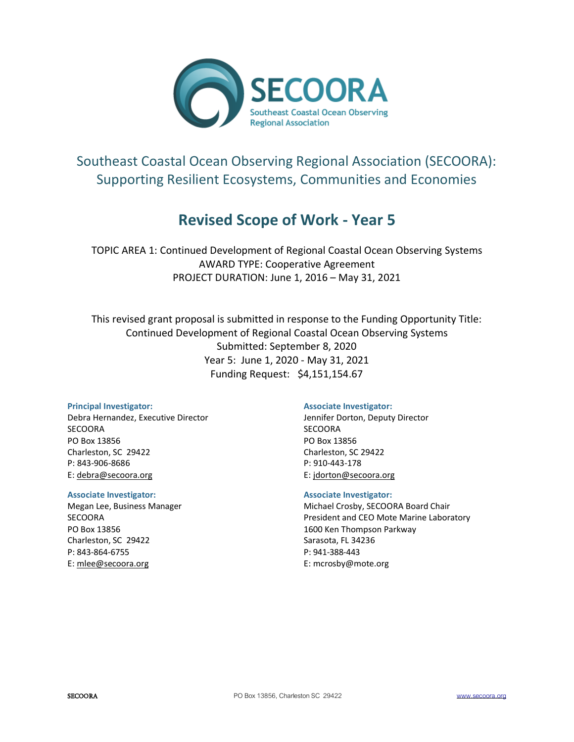SECOORA

Southeast Coastal Ocean Observing Regional Association

# Southeast Coastal Ocean Observing Regional Association (SECOORA): Supporting Resilient Ecosystems, Communities and Economies

## Revised Scope of Work - Year 5

TOPIC AREA 1: Continued Development of Regional Coastal Ocean Observing Systems
AWARD TYPE: Cooperative Agreement
PROJECT DURATION: June 1, 2016 – May 31, 2021

This revised grant proposal is submitted in response to the Funding Opportunity Title:
Continued Development of Regional Coastal Ocean Observing Systems
Submitted: September 8, 2020
Year 5: June 1, 2020 - May 31, 2021
Funding Request: $4,151,154.67

**Principal Investigator:**
Debra Hernandez, Executive Director
SECOORA
PO Box 13856
Charleston, SC 29422
P: 843-906-8686
E: debra@secoora.org

**Associate Investigator:**
Jennifer Dorton, Deputy Director
SECOORA
PO Box 13856
Charleston, SC 29422
P: 910-443-178
E: jdorton@secoora.org

**Associate Investigator:**
Megan Lee, Business Manager
SECOORA
PO Box 13856
Charleston, SC 29422
P: 843-864-6755
E: mlee@secoora.org

**Associate Investigator:**
Michael Crosby, SECOORA Board Chair
President and CEO Mote Marine Laboratory
1600 Ken Thompson Parkway
Sarasota, FL 34236
P: 941-388-443
E: mcrosby@mote.org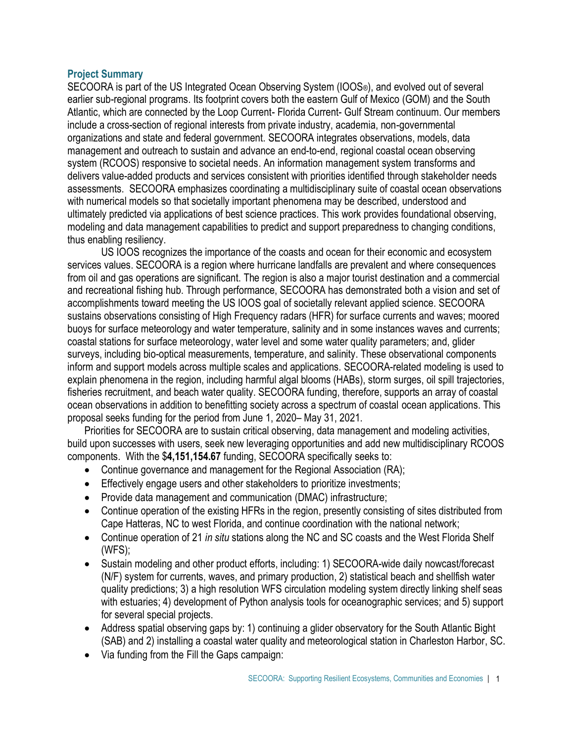## Project Summary

SECOORA is part of the US Integrated Ocean Observing System (IOOS®), and evolved out of several earlier sub-regional programs. Its footprint covers both the eastern Gulf of Mexico (GOM) and the South Atlantic, which are connected by the Loop Current- Florida Current- Gulf Stream continuum. Our members include a cross-section of regional interests from private industry, academia, non-governmental organizations and state and federal government. SECOORA integrates observations, models, data management and outreach to sustain and advance an end-to-end, regional coastal ocean observing system (RCOOS) responsive to societal needs. An information management system transforms and delivers value-added products and services consistent with priorities identified through stakeholder needs assessments. SECOORA emphasizes coordinating a multidisciplinary suite of coastal ocean observations with numerical models so that societally important phenomena may be described, understood and ultimately predicted via applications of best science practices. This work provides foundational observing, modeling and data management capabilities to predict and support preparedness to changing conditions, thus enabling resiliency.

US IOOS recognizes the importance of the coasts and ocean for their economic and ecosystem services values. SECOORA is a region where hurricane landfalls are prevalent and where consequences from oil and gas operations are significant. The region is also a major tourist destination and a commercial and recreational fishing hub. Through performance, SECOORA has demonstrated both a vision and set of accomplishments toward meeting the US IOOS goal of societally relevant applied science. SECOORA sustains observations consisting of High Frequency radars (HFR) for surface currents and waves; moored buoys for surface meteorology and water temperature, salinity and in some instances waves and currents; coastal stations for surface meteorology, water level and some water quality parameters; and, glider surveys, including bio-optical measurements, temperature, and salinity. These observational components inform and support models across multiple scales and applications. SECOORA-related modeling is used to explain phenomena in the region, including harmful algal blooms (HABs), storm surges, oil spill trajectories, fisheries recruitment, and beach water quality. SECOORA funding, therefore, supports an array of coastal ocean observations in addition to benefitting society across a spectrum of coastal ocean applications. This proposal seeks funding for the period from June 1, 2020– May 31, 2021.

Priorities for SECOORA are to sustain critical observing, data management and modeling activities, build upon successes with users, seek new leveraging opportunities and add new multidisciplinary RCOOS components. With the $**4,151,154.67** funding, SECOORA specifically seeks to:

- Continue governance and management for the Regional Association (RA);
- Effectively engage users and other stakeholders to prioritize investments;
- Provide data management and communication (DMAC) infrastructure;
- Continue operation of the existing HFRs in the region, presently consisting of sites distributed from Cape Hatteras, NC to west Florida, and continue coordination with the national network;
- Continue operation of 21 *in situ* stations along the NC and SC coasts and the West Florida Shelf (WFS);
- Sustain modeling and other product efforts, including: 1) SECOORA-wide daily nowcast/forecast (N/F) system for currents, waves, and primary production, 2) statistical beach and shellfish water quality predictions; 3) a high resolution WFS circulation modeling system directly linking shelf seas with estuaries; 4) development of Python analysis tools for oceanographic services; and 5) support for several special projects.
- Address spatial observing gaps by: 1) continuing a glider observatory for the South Atlantic Bight (SAB) and 2) installing a coastal water quality and meteorological station in Charleston Harbor, SC.
- Via funding from the Fill the Gaps campaign: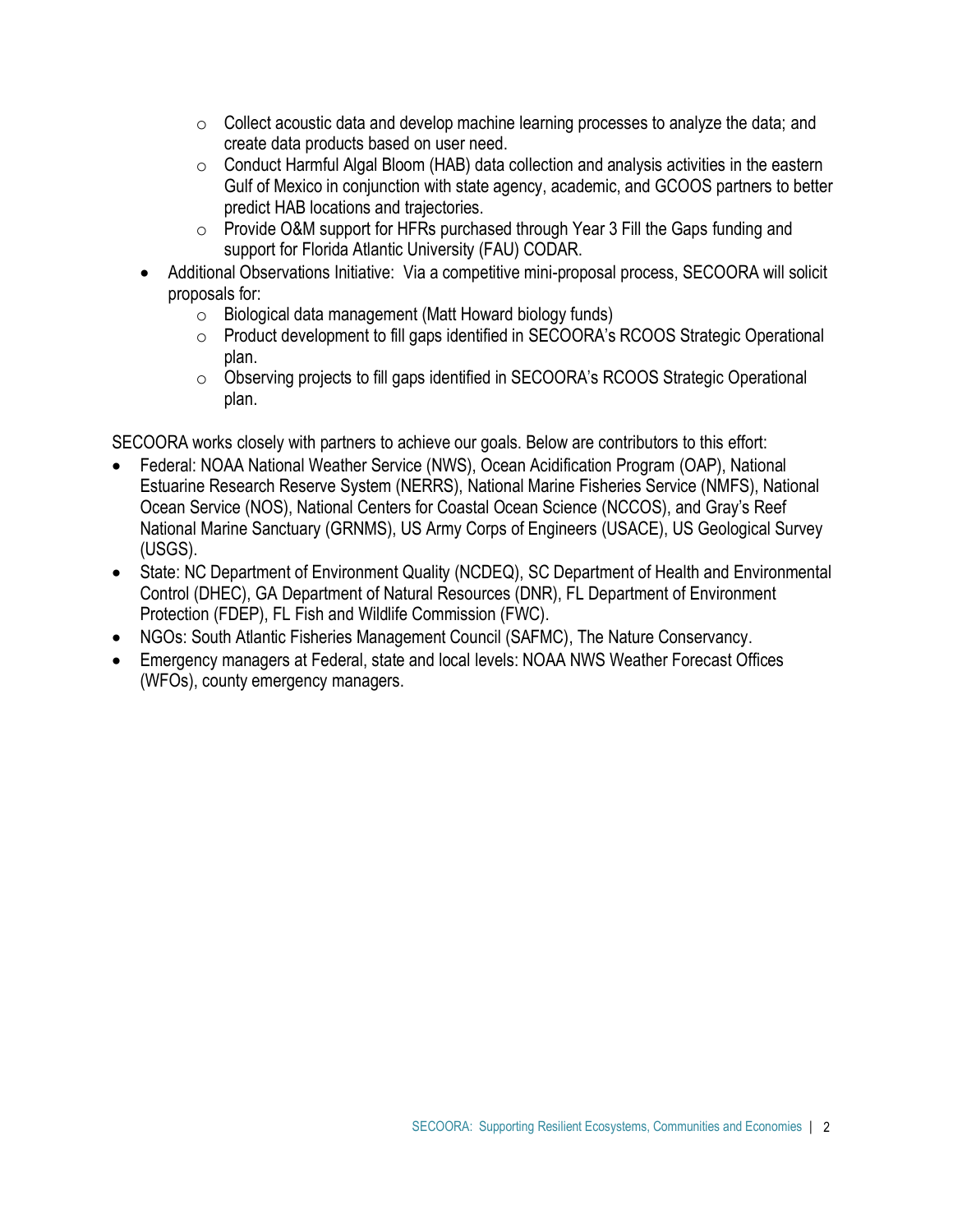- Collect acoustic data and develop machine learning processes to analyze the data; and create data products based on user need.
    - Conduct Harmful Algal Bloom (HAB) data collection and analysis activities in the eastern Gulf of Mexico in conjunction with state agency, academic, and GCOOS partners to better predict HAB locations and trajectories.
    - Provide O&M support for HFRs purchased through Year 3 Fill the Gaps funding and support for Florida Atlantic University (FAU) CODAR.
- Additional Observations Initiative: Via a competitive mini-proposal process, SECOORA will solicit proposals for:
    - Biological data management (Matt Howard biology funds)
    - Product development to fill gaps identified in SECOORA's RCOOS Strategic Operational plan.
    - Observing projects to fill gaps identified in SECOORA's RCOOS Strategic Operational plan.

SECOORA works closely with partners to achieve our goals. Below are contributors to this effort:

- Federal: NOAA National Weather Service (NWS), Ocean Acidification Program (OAP), National Estuarine Research Reserve System (NERRS), National Marine Fisheries Service (NMFS), National Ocean Service (NOS), National Centers for Coastal Ocean Science (NCCOS), and Gray's Reef National Marine Sanctuary (GRNMS), US Army Corps of Engineers (USACE), US Geological Survey (USGS).
- State: NC Department of Environment Quality (NCDEQ), SC Department of Health and Environmental Control (DHEC), GA Department of Natural Resources (DNR), FL Department of Environment Protection (FDEP), FL Fish and Wildlife Commission (FWC).
- NGOs: South Atlantic Fisheries Management Council (SAFMC), The Nature Conservancy.
- Emergency managers at Federal, state and local levels: NOAA NWS Weather Forecast Offices (WFOs), county emergency managers.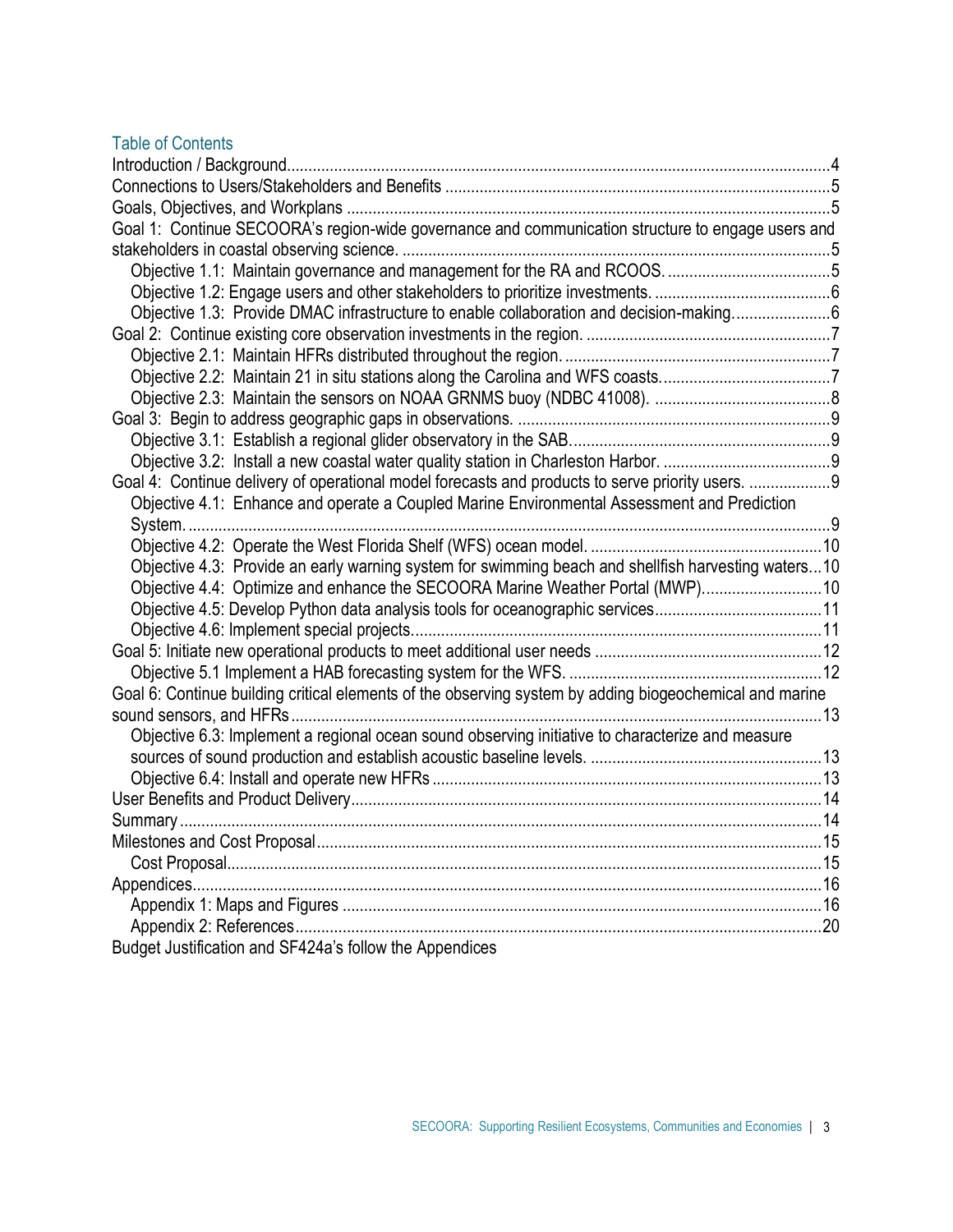## Table of Contents

Introduction / Background....4

Connections to Users/Stakeholders and Benefits....5

Goals, Objectives, and Workplans....5

Goal 1: Continue SECOORA's region-wide governance and communication structure to engage users and stakeholders in coastal observing science....5

- Objective 1.1: Maintain governance and management for the RA and RCOOS....5
- Objective 1.2: Engage users and other stakeholders to prioritize investments....6
- Objective 1.3: Provide DMAC infrastructure to enable collaboration and decision-making....6

Goal 2: Continue existing core observation investments in the region....7

- Objective 2.1: Maintain HFRs distributed throughout the region....7
- Objective 2.2: Maintain 21 in situ stations along the Carolina and WFS coasts....7
- Objective 2.3: Maintain the sensors on NOAA GRNMS buoy (NDBC 41008)....8

Goal 3: Begin to address geographic gaps in observations....9

- Objective 3.1: Establish a regional glider observatory in the SAB....9
- Objective 3.2: Install a new coastal water quality station in Charleston Harbor....9

Goal 4: Continue delivery of operational model forecasts and products to serve priority users....9

- Objective 4.1: Enhance and operate a Coupled Marine Environmental Assessment and Prediction System....9
- Objective 4.2: Operate the West Florida Shelf (WFS) ocean model....10
- Objective 4.3: Provide an early warning system for swimming beach and shellfish harvesting waters...10
- Objective 4.4: Optimize and enhance the SECOORA Marine Weather Portal (MWP)....10
- Objective 4.5: Develop Python data analysis tools for oceanographic services....11
- Objective 4.6: Implement special projects....11

Goal 5: Initiate new operational products to meet additional user needs....12

- Objective 5.1 Implement a HAB forecasting system for the WFS....12

Goal 6: Continue building critical elements of the observing system by adding biogeochemical and marine sound sensors, and HFRs....13

- Objective 6.3: Implement a regional ocean sound observing initiative to characterize and measure sources of sound production and establish acoustic baseline levels....13
- Objective 6.4: Install and operate new HFRs....13

User Benefits and Product Delivery....14

Summary....14

Milestones and Cost Proposal....15

- Cost Proposal....15

Appendices....16

- Appendix 1: Maps and Figures....16
- Appendix 2: References....20

Budget Justification and SF424a's follow the Appendices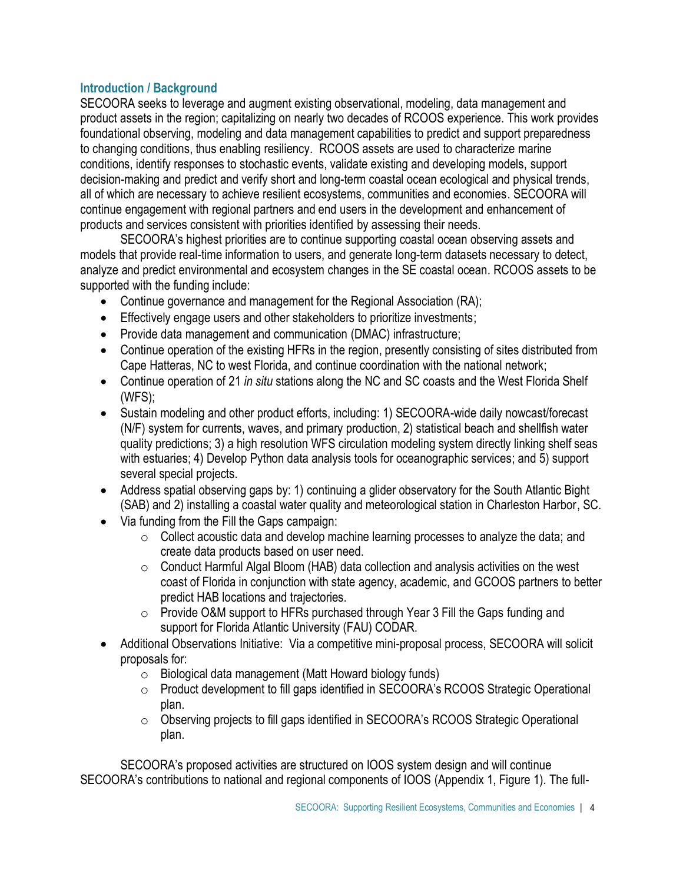## Introduction / Background

SECOORA seeks to leverage and augment existing observational, modeling, data management and product assets in the region; capitalizing on nearly two decades of RCOOS experience. This work provides foundational observing, modeling and data management capabilities to predict and support preparedness to changing conditions, thus enabling resiliency. RCOOS assets are used to characterize marine conditions, identify responses to stochastic events, validate existing and developing models, support decision-making and predict and verify short and long-term coastal ocean ecological and physical trends, all of which are necessary to achieve resilient ecosystems, communities and economies. SECOORA will continue engagement with regional partners and end users in the development and enhancement of products and services consistent with priorities identified by assessing their needs.

SECOORA's highest priorities are to continue supporting coastal ocean observing assets and models that provide real-time information to users, and generate long-term datasets necessary to detect, analyze and predict environmental and ecosystem changes in the SE coastal ocean. RCOOS assets to be supported with the funding include:

- Continue governance and management for the Regional Association (RA);
- Effectively engage users and other stakeholders to prioritize investments;
- Provide data management and communication (DMAC) infrastructure;
- Continue operation of the existing HFRs in the region, presently consisting of sites distributed from Cape Hatteras, NC to west Florida, and continue coordination with the national network;
- Continue operation of 21 *in situ* stations along the NC and SC coasts and the West Florida Shelf (WFS);
- Sustain modeling and other product efforts, including: 1) SECOORA-wide daily nowcast/forecast (N/F) system for currents, waves, and primary production, 2) statistical beach and shellfish water quality predictions; 3) a high resolution WFS circulation modeling system directly linking shelf seas with estuaries; 4) Develop Python data analysis tools for oceanographic services; and 5) support several special projects.
- Address spatial observing gaps by: 1) continuing a glider observatory for the South Atlantic Bight (SAB) and 2) installing a coastal water quality and meteorological station in Charleston Harbor, SC.
- Via funding from the Fill the Gaps campaign:
  - Collect acoustic data and develop machine learning processes to analyze the data; and create data products based on user need.
  - Conduct Harmful Algal Bloom (HAB) data collection and analysis activities on the west coast of Florida in conjunction with state agency, academic, and GCOOS partners to better predict HAB locations and trajectories.
  - Provide O&M support to HFRs purchased through Year 3 Fill the Gaps funding and support for Florida Atlantic University (FAU) CODAR.
- Additional Observations Initiative: Via a competitive mini-proposal process, SECOORA will solicit proposals for:
  - Biological data management (Matt Howard biology funds)
  - Product development to fill gaps identified in SECOORA's RCOOS Strategic Operational plan.
  - Observing projects to fill gaps identified in SECOORA's RCOOS Strategic Operational plan.

SECOORA's proposed activities are structured on IOOS system design and will continue SECOORA's contributions to national and regional components of IOOS (Appendix 1, Figure 1). The full-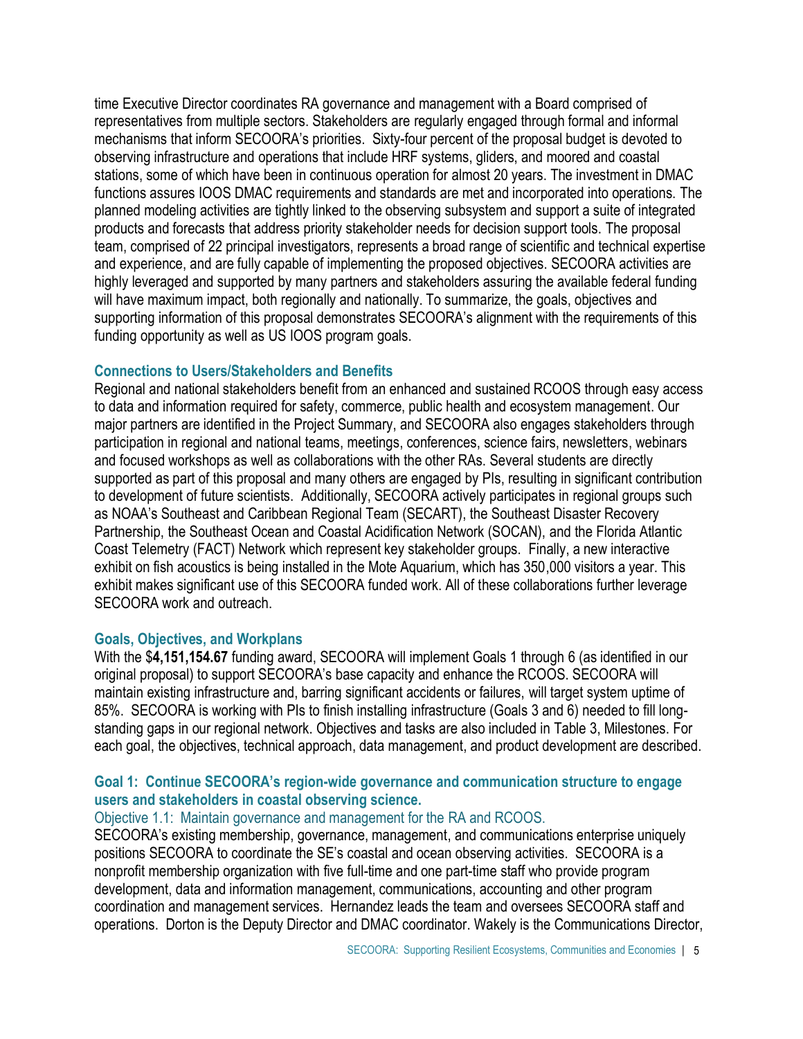time Executive Director coordinates RA governance and management with a Board comprised of representatives from multiple sectors. Stakeholders are regularly engaged through formal and informal mechanisms that inform SECOORA's priorities. Sixty-four percent of the proposal budget is devoted to observing infrastructure and operations that include HRF systems, gliders, and moored and coastal stations, some of which have been in continuous operation for almost 20 years. The investment in DMAC functions assures IOOS DMAC requirements and standards are met and incorporated into operations. The planned modeling activities are tightly linked to the observing subsystem and support a suite of integrated products and forecasts that address priority stakeholder needs for decision support tools. The proposal team, comprised of 22 principal investigators, represents a broad range of scientific and technical expertise and experience, and are fully capable of implementing the proposed objectives. SECOORA activities are highly leveraged and supported by many partners and stakeholders assuring the available federal funding will have maximum impact, both regionally and nationally. To summarize, the goals, objectives and supporting information of this proposal demonstrates SECOORA's alignment with the requirements of this funding opportunity as well as US IOOS program goals.

### Connections to Users/Stakeholders and Benefits

Regional and national stakeholders benefit from an enhanced and sustained RCOOS through easy access to data and information required for safety, commerce, public health and ecosystem management. Our major partners are identified in the Project Summary, and SECOORA also engages stakeholders through participation in regional and national teams, meetings, conferences, science fairs, newsletters, webinars and focused workshops as well as collaborations with the other RAs. Several students are directly supported as part of this proposal and many others are engaged by PIs, resulting in significant contribution to development of future scientists. Additionally, SECOORA actively participates in regional groups such as NOAA's Southeast and Caribbean Regional Team (SECART), the Southeast Disaster Recovery Partnership, the Southeast Ocean and Coastal Acidification Network (SOCAN), and the Florida Atlantic Coast Telemetry (FACT) Network which represent key stakeholder groups. Finally, a new interactive exhibit on fish acoustics is being installed in the Mote Aquarium, which has 350,000 visitors a year. This exhibit makes significant use of this SECOORA funded work. All of these collaborations further leverage SECOORA work and outreach.

### Goals, Objectives, and Workplans

With the $**4,151,154.67** funding award, SECOORA will implement Goals 1 through 6 (as identified in our original proposal) to support SECOORA's base capacity and enhance the RCOOS. SECOORA will maintain existing infrastructure and, barring significant accidents or failures, will target system uptime of 85%. SECOORA is working with PIs to finish installing infrastructure (Goals 3 and 6) needed to fill long-standing gaps in our regional network. Objectives and tasks are also included in Table 3, Milestones. For each goal, the objectives, technical approach, data management, and product development are described.

### Goal 1: Continue SECOORA's region-wide governance and communication structure to engage users and stakeholders in coastal observing science.

#### Objective 1.1: Maintain governance and management for the RA and RCOOS.

SECOORA's existing membership, governance, management, and communications enterprise uniquely positions SECOORA to coordinate the SE's coastal and ocean observing activities. SECOORA is a nonprofit membership organization with five full-time and one part-time staff who provide program development, data and information management, communications, accounting and other program coordination and management services. Hernandez leads the team and oversees SECOORA staff and operations. Dorton is the Deputy Director and DMAC coordinator. Wakely is the Communications Director,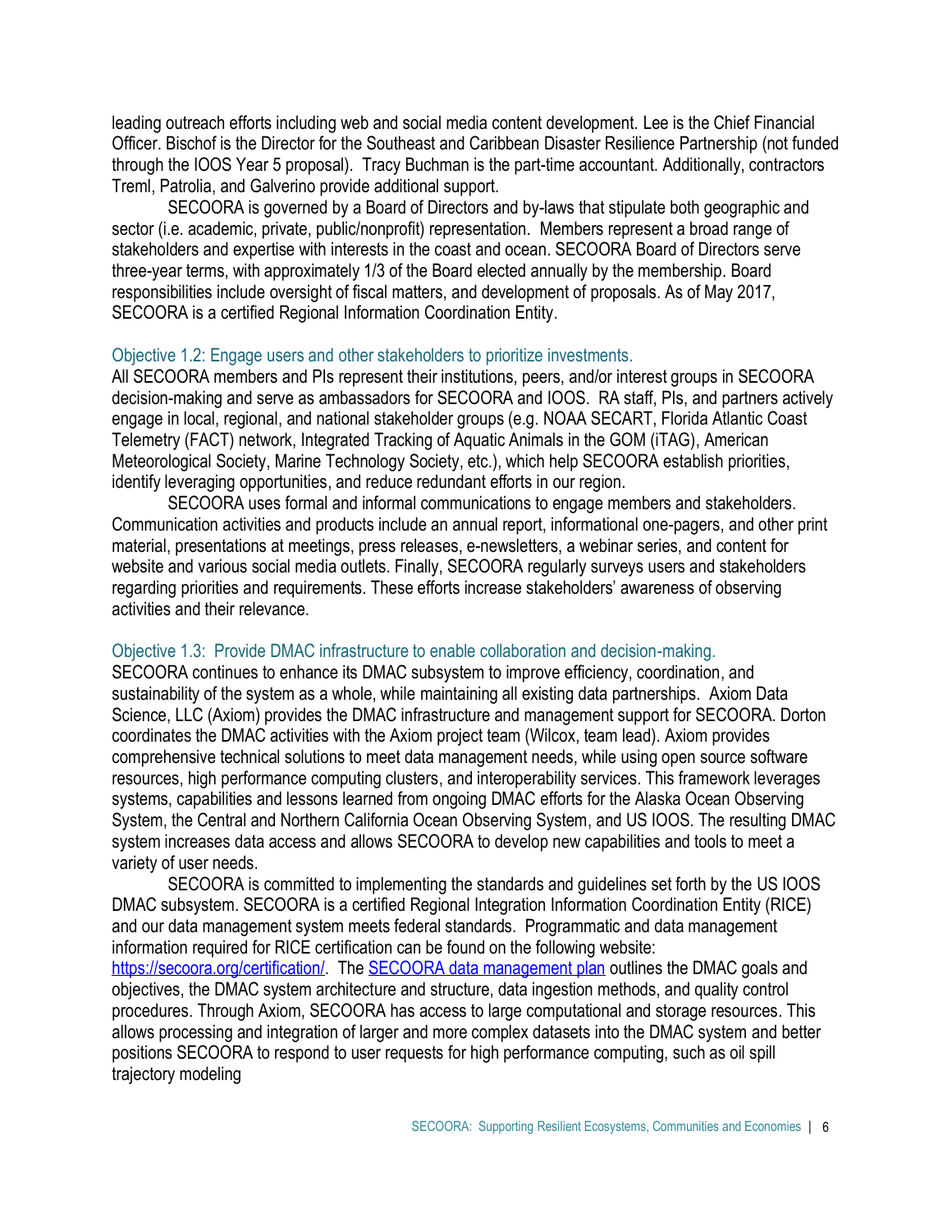leading outreach efforts including web and social media content development. Lee is the Chief Financial Officer. Bischof is the Director for the Southeast and Caribbean Disaster Resilience Partnership (not funded through the IOOS Year 5 proposal). Tracy Buchman is the part-time accountant. Additionally, contractors Treml, Patrolia, and Galverino provide additional support.

SECOORA is governed by a Board of Directors and by-laws that stipulate both geographic and sector (i.e. academic, private, public/nonprofit) representation. Members represent a broad range of stakeholders and expertise with interests in the coast and ocean. SECOORA Board of Directors serve three-year terms, with approximately 1/3 of the Board elected annually by the membership. Board responsibilities include oversight of fiscal matters, and development of proposals. As of May 2017, SECOORA is a certified Regional Information Coordination Entity.

### Objective 1.2: Engage users and other stakeholders to prioritize investments.

All SECOORA members and PIs represent their institutions, peers, and/or interest groups in SECOORA decision-making and serve as ambassadors for SECOORA and IOOS. RA staff, PIs, and partners actively engage in local, regional, and national stakeholder groups (e.g. NOAA SECART, Florida Atlantic Coast Telemetry (FACT) network, Integrated Tracking of Aquatic Animals in the GOM (iTAG), American Meteorological Society, Marine Technology Society, etc.), which help SECOORA establish priorities, identify leveraging opportunities, and reduce redundant efforts in our region.

SECOORA uses formal and informal communications to engage members and stakeholders. Communication activities and products include an annual report, informational one-pagers, and other print material, presentations at meetings, press releases, e-newsletters, a webinar series, and content for website and various social media outlets. Finally, SECOORA regularly surveys users and stakeholders regarding priorities and requirements. These efforts increase stakeholders' awareness of observing activities and their relevance.

### Objective 1.3: Provide DMAC infrastructure to enable collaboration and decision-making.

SECOORA continues to enhance its DMAC subsystem to improve efficiency, coordination, and sustainability of the system as a whole, while maintaining all existing data partnerships. Axiom Data Science, LLC (Axiom) provides the DMAC infrastructure and management support for SECOORA. Dorton coordinates the DMAC activities with the Axiom project team (Wilcox, team lead). Axiom provides comprehensive technical solutions to meet data management needs, while using open source software resources, high performance computing clusters, and interoperability services. This framework leverages systems, capabilities and lessons learned from ongoing DMAC efforts for the Alaska Ocean Observing System, the Central and Northern California Ocean Observing System, and US IOOS. The resulting DMAC system increases data access and allows SECOORA to develop new capabilities and tools to meet a variety of user needs.

SECOORA is committed to implementing the standards and guidelines set forth by the US IOOS DMAC subsystem. SECOORA is a certified Regional Integration Information Coordination Entity (RICE) and our data management system meets federal standards. Programmatic and data management information required for RICE certification can be found on the following website: [https://secoora.org/certification/](https://secoora.org/certification/). The [SECOORA data management plan]() outlines the DMAC goals and objectives, the DMAC system architecture and structure, data ingestion methods, and quality control procedures. Through Axiom, SECOORA has access to large computational and storage resources. This allows processing and integration of larger and more complex datasets into the DMAC system and better positions SECOORA to respond to user requests for high performance computing, such as oil spill trajectory modeling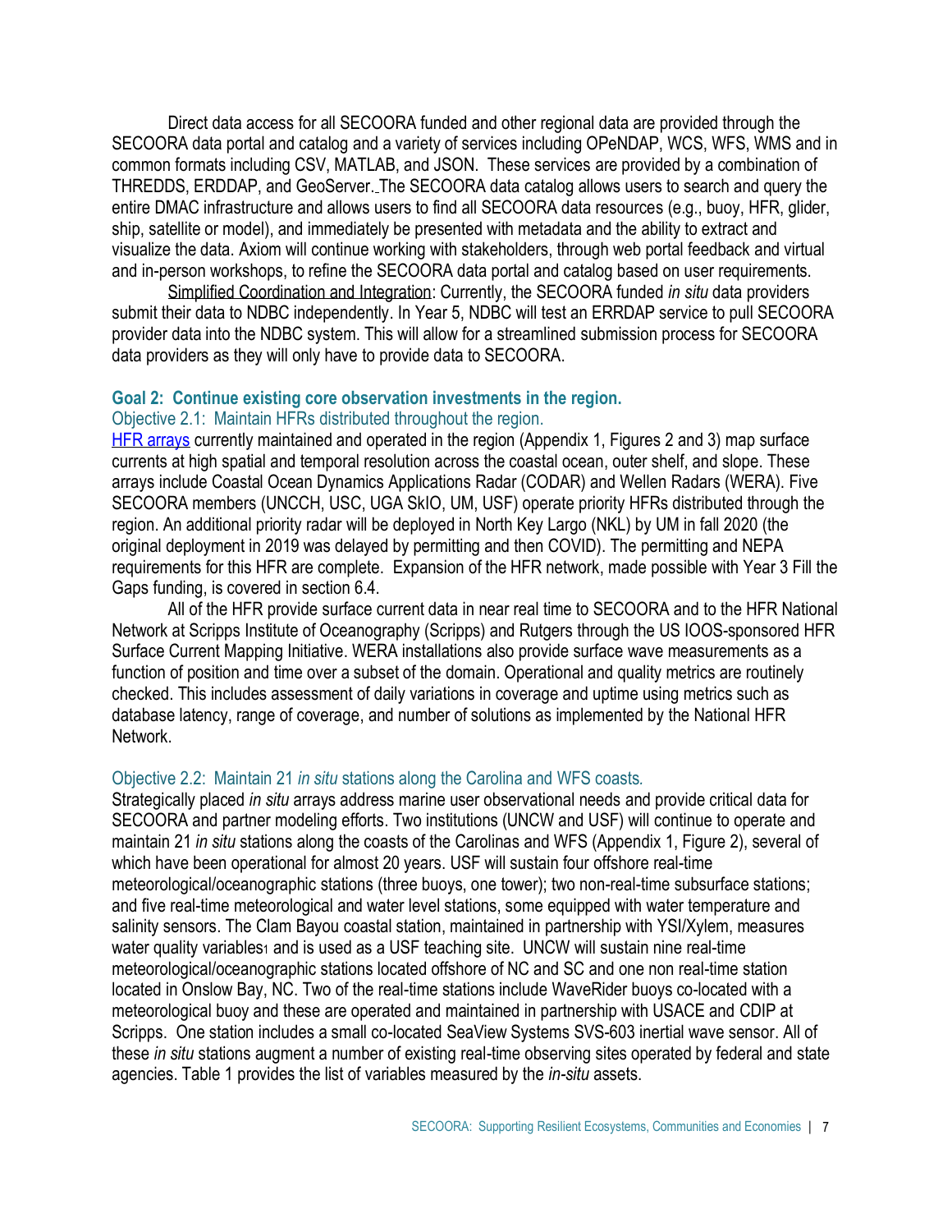Direct data access for all SECOORA funded and other regional data are provided through the SECOORA data portal and catalog and a variety of services including OPeNDAP, WCS, WFS, WMS and in common formats including CSV, MATLAB, and JSON. These services are provided by a combination of THREDDS, ERDDAP, and GeoServer. The SECOORA data catalog allows users to search and query the entire DMAC infrastructure and allows users to find all SECOORA data resources (e.g., buoy, HFR, glider, ship, satellite or model), and immediately be presented with metadata and the ability to extract and visualize the data. Axiom will continue working with stakeholders, through web portal feedback and virtual and in-person workshops, to refine the SECOORA data portal and catalog based on user requirements.

Simplified Coordination and Integration: Currently, the SECOORA funded *in situ* data providers submit their data to NDBC independently. In Year 5, NDBC will test an ERRDAP service to pull SECOORA provider data into the NDBC system. This will allow for a streamlined submission process for SECOORA data providers as they will only have to provide data to SECOORA.

### Goal 2: Continue existing core observation investments in the region.

#### Objective 2.1: Maintain HFRs distributed throughout the region.

HFR arrays currently maintained and operated in the region (Appendix 1, Figures 2 and 3) map surface currents at high spatial and temporal resolution across the coastal ocean, outer shelf, and slope. These arrays include Coastal Ocean Dynamics Applications Radar (CODAR) and Wellen Radars (WERA). Five SECOORA members (UNCCH, USC, UGA SkIO, UM, USF) operate priority HFRs distributed through the region. An additional priority radar will be deployed in North Key Largo (NKL) by UM in fall 2020 (the original deployment in 2019 was delayed by permitting and then COVID). The permitting and NEPA requirements for this HFR are complete. Expansion of the HFR network, made possible with Year 3 Fill the Gaps funding, is covered in section 6.4.

All of the HFR provide surface current data in near real time to SECOORA and to the HFR National Network at Scripps Institute of Oceanography (Scripps) and Rutgers through the US IOOS-sponsored HFR Surface Current Mapping Initiative. WERA installations also provide surface wave measurements as a function of position and time over a subset of the domain. Operational and quality metrics are routinely checked. This includes assessment of daily variations in coverage and uptime using metrics such as database latency, range of coverage, and number of solutions as implemented by the National HFR Network.

#### Objective 2.2: Maintain 21 *in situ* stations along the Carolina and WFS coasts.

Strategically placed *in situ* arrays address marine user observational needs and provide critical data for SECOORA and partner modeling efforts. Two institutions (UNCW and USF) will continue to operate and maintain 21 *in situ* stations along the coasts of the Carolinas and WFS (Appendix 1, Figure 2), several of which have been operational for almost 20 years. USF will sustain four offshore real-time meteorological/oceanographic stations (three buoys, one tower); two non-real-time subsurface stations; and five real-time meteorological and water level stations, some equipped with water temperature and salinity sensors. The Clam Bayou coastal station, maintained in partnership with YSI/Xylem, measures water quality variables[1] and is used as a USF teaching site. UNCW will sustain nine real-time meteorological/oceanographic stations located offshore of NC and SC and one non real-time station located in Onslow Bay, NC. Two of the real-time stations include WaveRider buoys co-located with a meteorological buoy and these are operated and maintained in partnership with USACE and CDIP at Scripps. One station includes a small co-located SeaView Systems SVS-603 inertial wave sensor. All of these *in situ* stations augment a number of existing real-time observing sites operated by federal and state agencies. Table 1 provides the list of variables measured by the *in-situ* assets.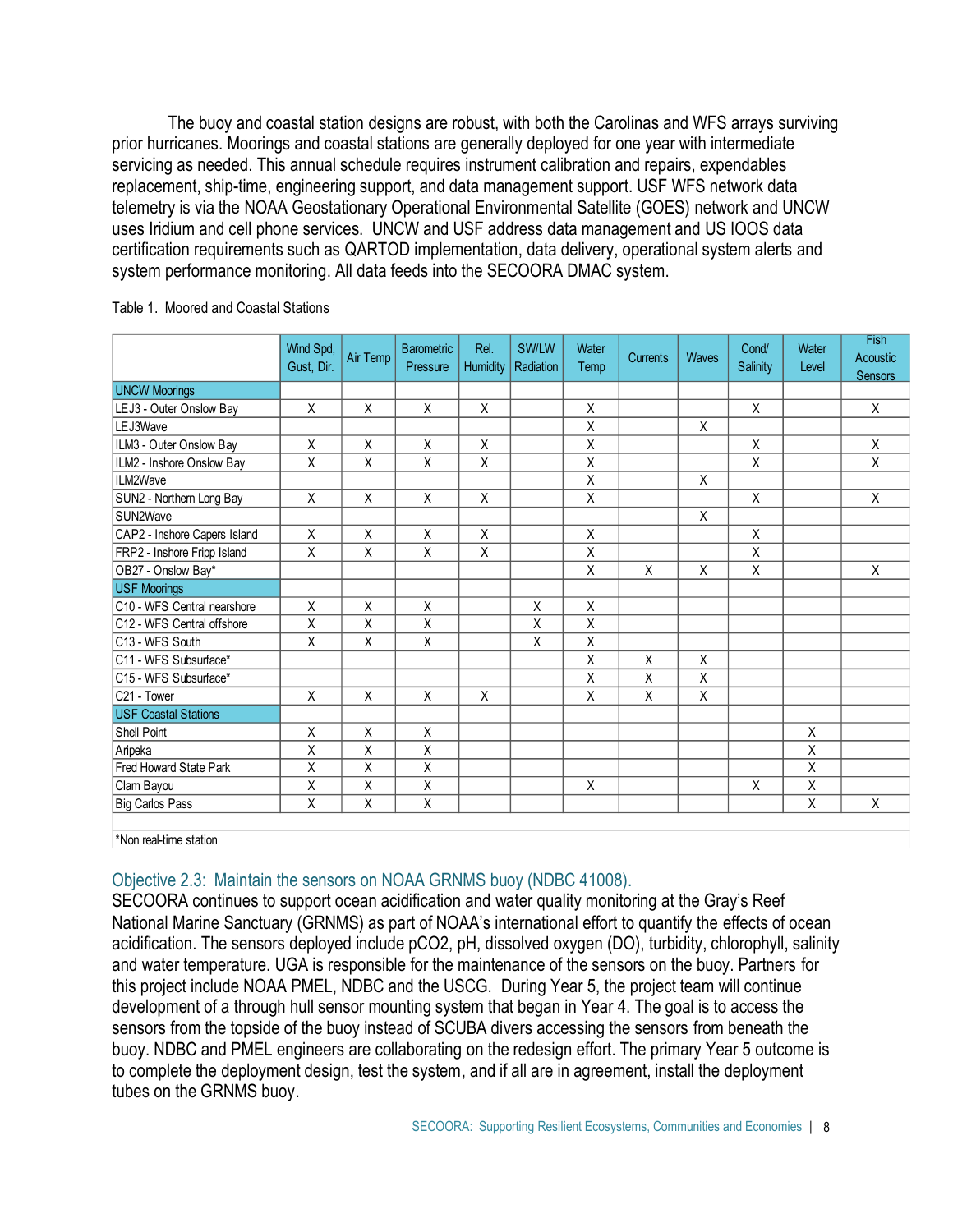The buoy and coastal station designs are robust, with both the Carolinas and WFS arrays surviving prior hurricanes. Moorings and coastal stations are generally deployed for one year with intermediate servicing as needed. This annual schedule requires instrument calibration and repairs, expendables replacement, ship-time, engineering support, and data management support. USF WFS network data telemetry is via the NOAA Geostationary Operational Environmental Satellite (GOES) network and UNCW uses Iridium and cell phone services. UNCW and USF address data management and US IOOS data certification requirements such as QARTOD implementation, data delivery, operational system alerts and system performance monitoring. All data feeds into the SECOORA DMAC system.

Table 1. Moored and Coastal Stations

| | Wind Spd, Gust, Dir. | Air Temp | Barometric Pressure | Rel. Humidity | SW/LW Radiation | Water Temp | Currents | Waves | Cond/ Salinity | Water Level | Fish Acoustic Sensors |
|---|---|---|---|---|---|---|---|---|---|---|---|
| **UNCW Moorings** | | | | | | | | | | | |
| LEJ3 - Outer Onslow Bay | X | X | X | X | | X | | | X | | X |
| LEJ3Wave | | | | | | X | | X | | | |
| ILM3 - Outer Onslow Bay | X | X | X | X | | X | | | X | | X |
| ILM2 - Inshore Onslow Bay | X | X | X | X | | X | | | X | | X |
| ILM2Wave | | | | | | X | | X | | | |
| SUN2 - Northern Long Bay | X | X | X | X | | X | | | X | | X |
| SUN2Wave | | | | | | | | X | | | |
| CAP2 - Inshore Capers Island | X | X | X | X | | X | | | X | | |
| FRP2 - Inshore Fripp Island | X | X | X | X | | X | | | X | | |
| OB27 - Onslow Bay* | | | | | | X | X | X | X | | X |
| **USF Moorings** | | | | | | | | | | | |
| C10 - WFS Central nearshore | X | X | X | | X | X | | | | | |
| C12 - WFS Central offshore | X | X | X | | X | X | | | | | |
| C13 - WFS South | X | X | X | | X | X | | | | | |
| C11 - WFS Subsurface* | | | | | | X | X | X | | | |
| C15 - WFS Subsurface* | | | | | | X | X | X | | | |
| C21 - Tower | X | X | X | X | | X | X | X | | | |
| **USF Coastal Stations** | | | | | | | | | | | |
| Shell Point | X | X | X | | | | | | | X | |
| Aripeka | X | X | X | | | | | | | X | |
| Fred Howard State Park | X | X | X | | | | | | | X | |
| Clam Bayou | X | X | X | | | X | | | X | X | |
| Big Carlos Pass | X | X | X | | | | | | | X | X |

*Non real-time station

### Objective 2.3: Maintain the sensors on NOAA GRNMS buoy (NDBC 41008).

SECOORA continues to support ocean acidification and water quality monitoring at the Gray's Reef National Marine Sanctuary (GRNMS) as part of NOAA's international effort to quantify the effects of ocean acidification. The sensors deployed include pCO2, pH, dissolved oxygen (DO), turbidity, chlorophyll, salinity and water temperature. UGA is responsible for the maintenance of the sensors on the buoy. Partners for this project include NOAA PMEL, NDBC and the USCG. During Year 5, the project team will continue development of a through hull sensor mounting system that began in Year 4. The goal is to access the sensors from the topside of the buoy instead of SCUBA divers accessing the sensors from beneath the buoy. NDBC and PMEL engineers are collaborating on the redesign effort. The primary Year 5 outcome is to complete the deployment design, test the system, and if all are in agreement, install the deployment tubes on the GRNMS buoy.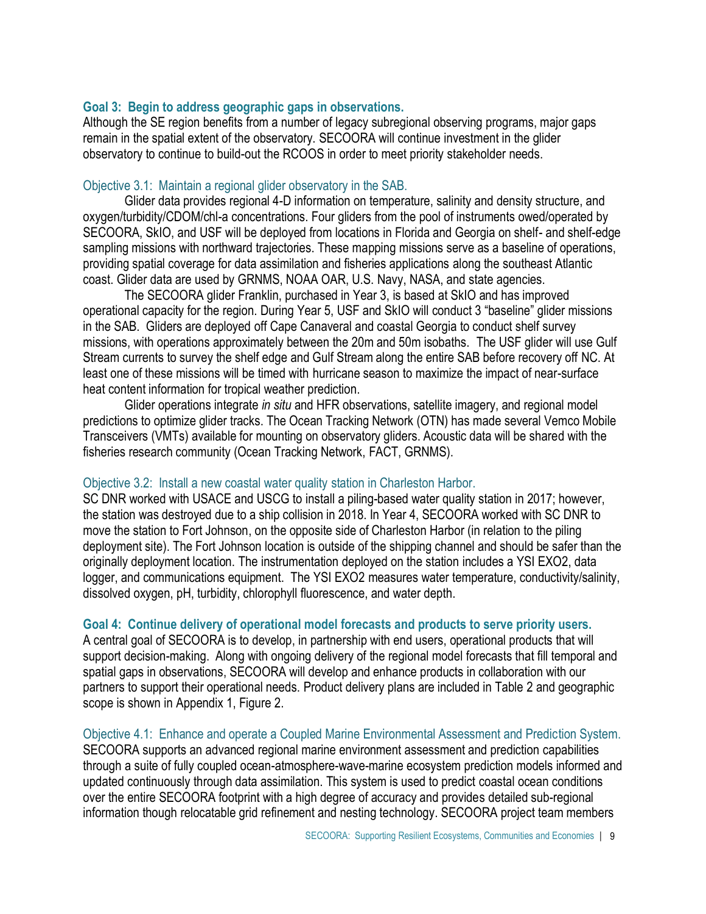## Goal 3: Begin to address geographic gaps in observations.

Although the SE region benefits from a number of legacy subregional observing programs, major gaps remain in the spatial extent of the observatory. SECOORA will continue investment in the glider observatory to continue to build-out the RCOOS in order to meet priority stakeholder needs.

### Objective 3.1: Maintain a regional glider observatory in the SAB.

Glider data provides regional 4-D information on temperature, salinity and density structure, and oxygen/turbidity/CDOM/chl-a concentrations. Four gliders from the pool of instruments owed/operated by SECOORA, SkIO, and USF will be deployed from locations in Florida and Georgia on shelf- and shelf-edge sampling missions with northward trajectories. These mapping missions serve as a baseline of operations, providing spatial coverage for data assimilation and fisheries applications along the southeast Atlantic coast. Glider data are used by GRNMS, NOAA OAR, U.S. Navy, NASA, and state agencies.

The SECOORA glider Franklin, purchased in Year 3, is based at SkIO and has improved operational capacity for the region. During Year 5, USF and SkIO will conduct 3 "baseline" glider missions in the SAB. Gliders are deployed off Cape Canaveral and coastal Georgia to conduct shelf survey missions, with operations approximately between the 20m and 50m isobaths. The USF glider will use Gulf Stream currents to survey the shelf edge and Gulf Stream along the entire SAB before recovery off NC. At least one of these missions will be timed with hurricane season to maximize the impact of near-surface heat content information for tropical weather prediction.

Glider operations integrate *in situ* and HFR observations, satellite imagery, and regional model predictions to optimize glider tracks. The Ocean Tracking Network (OTN) has made several Vemco Mobile Transceivers (VMTs) available for mounting on observatory gliders. Acoustic data will be shared with the fisheries research community (Ocean Tracking Network, FACT, GRNMS).

### Objective 3.2: Install a new coastal water quality station in Charleston Harbor.

SC DNR worked with USACE and USCG to install a piling-based water quality station in 2017; however, the station was destroyed due to a ship collision in 2018. In Year 4, SECOORA worked with SC DNR to move the station to Fort Johnson, on the opposite side of Charleston Harbor (in relation to the piling deployment site). The Fort Johnson location is outside of the shipping channel and should be safer than the originally deployment location. The instrumentation deployed on the station includes a YSI EXO2, data logger, and communications equipment. The YSI EXO2 measures water temperature, conductivity/salinity, dissolved oxygen, pH, turbidity, chlorophyll fluorescence, and water depth.

## Goal 4: Continue delivery of operational model forecasts and products to serve priority users.

A central goal of SECOORA is to develop, in partnership with end users, operational products that will support decision-making. Along with ongoing delivery of the regional model forecasts that fill temporal and spatial gaps in observations, SECOORA will develop and enhance products in collaboration with our partners to support their operational needs. Product delivery plans are included in Table 2 and geographic scope is shown in Appendix 1, Figure 2.

### Objective 4.1: Enhance and operate a Coupled Marine Environmental Assessment and Prediction System.

SECOORA supports an advanced regional marine environment assessment and prediction capabilities through a suite of fully coupled ocean-atmosphere-wave-marine ecosystem prediction models informed and updated continuously through data assimilation. This system is used to predict coastal ocean conditions over the entire SECOORA footprint with a high degree of accuracy and provides detailed sub-regional information though relocatable grid refinement and nesting technology. SECOORA project team members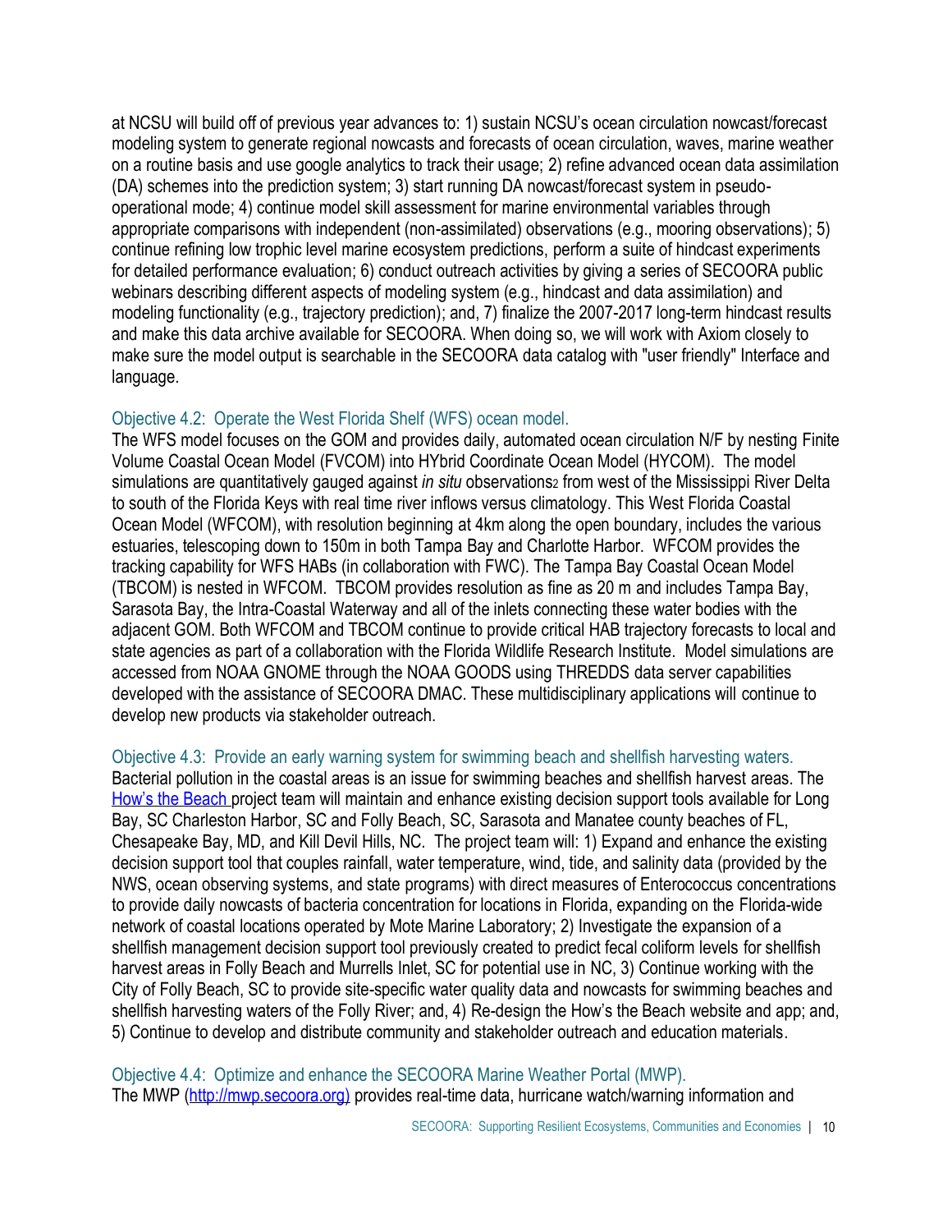at NCSU will build off of previous year advances to: 1) sustain NCSU's ocean circulation nowcast/forecast modeling system to generate regional nowcasts and forecasts of ocean circulation, waves, marine weather on a routine basis and use google analytics to track their usage; 2) refine advanced ocean data assimilation (DA) schemes into the prediction system; 3) start running DA nowcast/forecast system in pseudo-operational mode; 4) continue model skill assessment for marine environmental variables through appropriate comparisons with independent (non-assimilated) observations (e.g., mooring observations); 5) continue refining low trophic level marine ecosystem predictions, perform a suite of hindcast experiments for detailed performance evaluation; 6) conduct outreach activities by giving a series of SECOORA public webinars describing different aspects of modeling system (e.g., hindcast and data assimilation) and modeling functionality (e.g., trajectory prediction); and, 7) finalize the 2007-2017 long-term hindcast results and make this data archive available for SECOORA. When doing so, we will work with Axiom closely to make sure the model output is searchable in the SECOORA data catalog with "user friendly" Interface and language.

### Objective 4.2: Operate the West Florida Shelf (WFS) ocean model.

The WFS model focuses on the GOM and provides daily, automated ocean circulation N/F by nesting Finite Volume Coastal Ocean Model (FVCOM) into HYbrid Coordinate Ocean Model (HYCOM). The model simulations are quantitatively gauged against *in situ* observations[2] from west of the Mississippi River Delta to south of the Florida Keys with real time river inflows versus climatology. This West Florida Coastal Ocean Model (WFCOM), with resolution beginning at 4km along the open boundary, includes the various estuaries, telescoping down to 150m in both Tampa Bay and Charlotte Harbor. WFCOM provides the tracking capability for WFS HABs (in collaboration with FWC). The Tampa Bay Coastal Ocean Model (TBCOM) is nested in WFCOM. TBCOM provides resolution as fine as 20 m and includes Tampa Bay, Sarasota Bay, the Intra-Coastal Waterway and all of the inlets connecting these water bodies with the adjacent GOM. Both WFCOM and TBCOM continue to provide critical HAB trajectory forecasts to local and state agencies as part of a collaboration with the Florida Wildlife Research Institute. Model simulations are accessed from NOAA GNOME through the NOAA GOODS using THREDDS data server capabilities developed with the assistance of SECOORA DMAC. These multidisciplinary applications will continue to develop new products via stakeholder outreach.

### Objective 4.3: Provide an early warning system for swimming beach and shellfish harvesting waters.

Bacterial pollution in the coastal areas is an issue for swimming beaches and shellfish harvest areas. The How's the Beach project team will maintain and enhance existing decision support tools available for Long Bay, SC Charleston Harbor, SC and Folly Beach, SC, Sarasota and Manatee county beaches of FL, Chesapeake Bay, MD, and Kill Devil Hills, NC. The project team will: 1) Expand and enhance the existing decision support tool that couples rainfall, water temperature, wind, tide, and salinity data (provided by the NWS, ocean observing systems, and state programs) with direct measures of Enterococcus concentrations to provide daily nowcasts of bacteria concentration for locations in Florida, expanding on the Florida-wide network of coastal locations operated by Mote Marine Laboratory; 2) Investigate the expansion of a shellfish management decision support tool previously created to predict fecal coliform levels for shellfish harvest areas in Folly Beach and Murrells Inlet, SC for potential use in NC, 3) Continue working with the City of Folly Beach, SC to provide site-specific water quality data and nowcasts for swimming beaches and shellfish harvesting waters of the Folly River; and, 4) Re-design the How's the Beach website and app; and, 5) Continue to develop and distribute community and stakeholder outreach and education materials.

### Objective 4.4: Optimize and enhance the SECOORA Marine Weather Portal (MWP).

The MWP (http://mwp.secoora.org) provides real-time data, hurricane watch/warning information and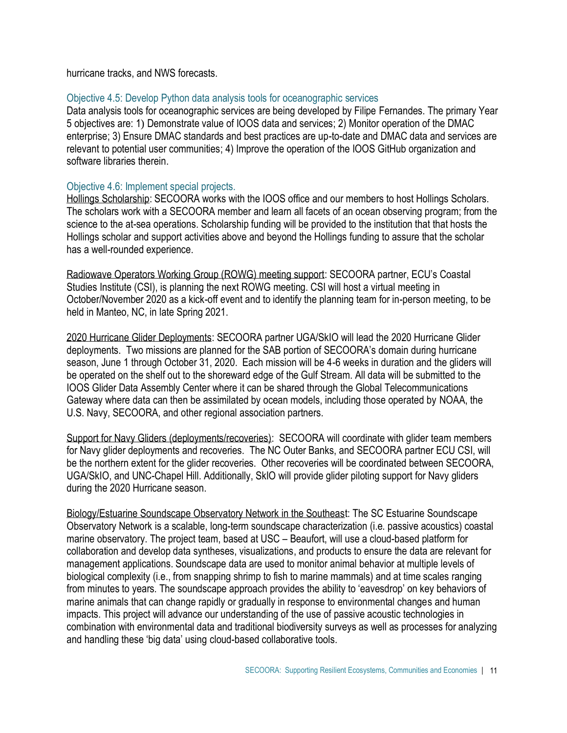hurricane tracks, and NWS forecasts.

### Objective 4.5: Develop Python data analysis tools for oceanographic services

Data analysis tools for oceanographic services are being developed by Filipe Fernandes. The primary Year 5 objectives are: 1) Demonstrate value of IOOS data and services; 2) Monitor operation of the DMAC enterprise; 3) Ensure DMAC standards and best practices are up-to-date and DMAC data and services are relevant to potential user communities; 4) Improve the operation of the IOOS GitHub organization and software libraries therein.

### Objective 4.6: Implement special projects.

Hollings Scholarship: SECOORA works with the IOOS office and our members to host Hollings Scholars. The scholars work with a SECOORA member and learn all facets of an ocean observing program; from the science to the at-sea operations. Scholarship funding will be provided to the institution that that hosts the Hollings scholar and support activities above and beyond the Hollings funding to assure that the scholar has a well-rounded experience.

Radiowave Operators Working Group (ROWG) meeting support: SECOORA partner, ECU's Coastal Studies Institute (CSI), is planning the next ROWG meeting. CSI will host a virtual meeting in October/November 2020 as a kick-off event and to identify the planning team for in-person meeting, to be held in Manteo, NC, in late Spring 2021.

2020 Hurricane Glider Deployments: SECOORA partner UGA/SkIO will lead the 2020 Hurricane Glider deployments. Two missions are planned for the SAB portion of SECOORA's domain during hurricane season, June 1 through October 31, 2020. Each mission will be 4-6 weeks in duration and the gliders will be operated on the shelf out to the shoreward edge of the Gulf Stream. All data will be submitted to the IOOS Glider Data Assembly Center where it can be shared through the Global Telecommunications Gateway where data can then be assimilated by ocean models, including those operated by NOAA, the U.S. Navy, SECOORA, and other regional association partners.

Support for Navy Gliders (deployments/recoveries): SECOORA will coordinate with glider team members for Navy glider deployments and recoveries. The NC Outer Banks, and SECOORA partner ECU CSI, will be the northern extent for the glider recoveries. Other recoveries will be coordinated between SECOORA, UGA/SkIO, and UNC-Chapel Hill. Additionally, SkIO will provide glider piloting support for Navy gliders during the 2020 Hurricane season.

Biology/Estuarine Soundscape Observatory Network in the Southeast: The SC Estuarine Soundscape Observatory Network is a scalable, long-term soundscape characterization (i.e. passive acoustics) coastal marine observatory. The project team, based at USC – Beaufort, will use a cloud-based platform for collaboration and develop data syntheses, visualizations, and products to ensure the data are relevant for management applications. Soundscape data are used to monitor animal behavior at multiple levels of biological complexity (i.e., from snapping shrimp to fish to marine mammals) and at time scales ranging from minutes to years. The soundscape approach provides the ability to 'eavesdrop' on key behaviors of marine animals that can change rapidly or gradually in response to environmental changes and human impacts. This project will advance our understanding of the use of passive acoustic technologies in combination with environmental data and traditional biodiversity surveys as well as processes for analyzing and handling these 'big data' using cloud-based collaborative tools.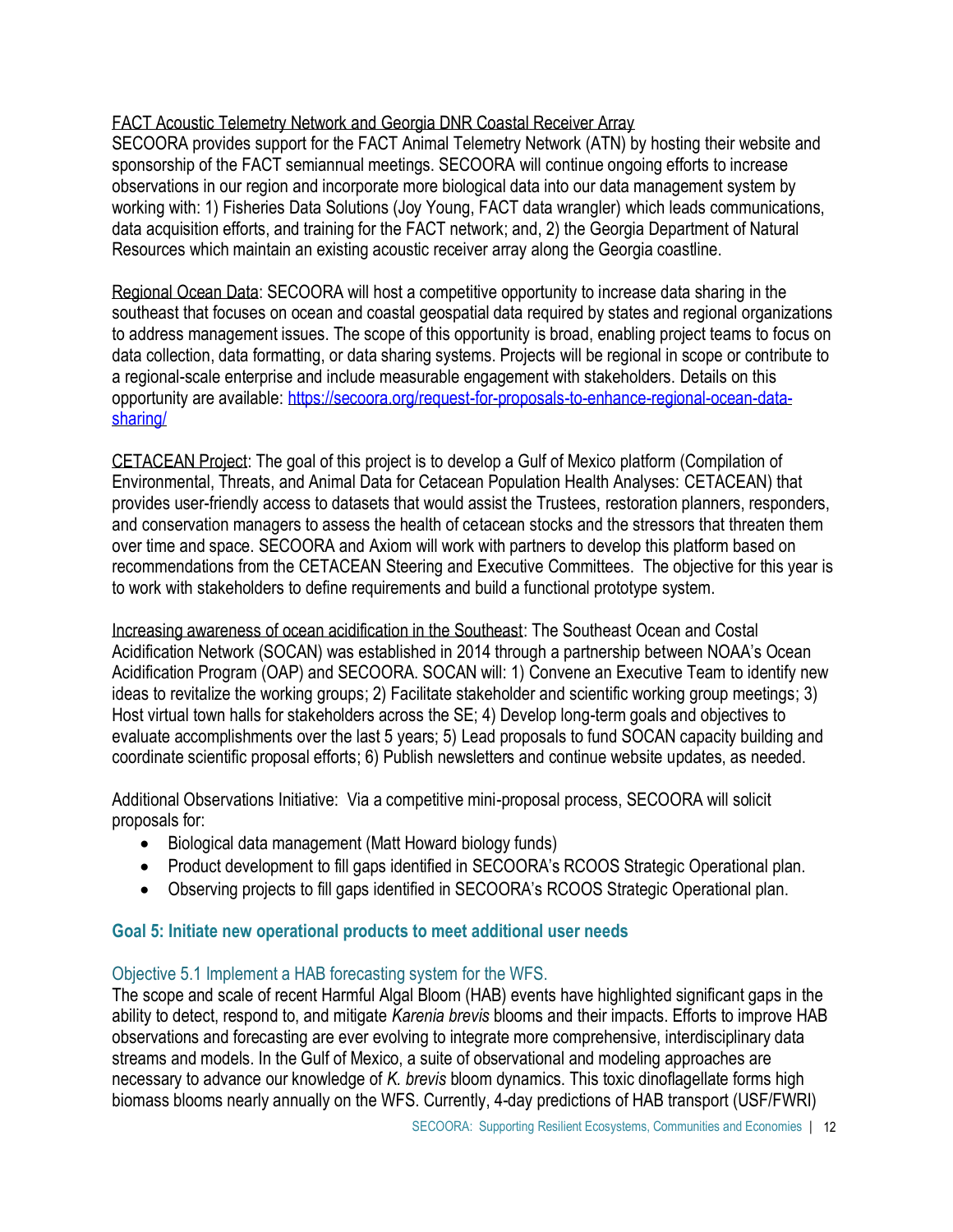FACT Acoustic Telemetry Network and Georgia DNR Coastal Receiver Array
SECOORA provides support for the FACT Animal Telemetry Network (ATN) by hosting their website and sponsorship of the FACT semiannual meetings. SECOORA will continue ongoing efforts to increase observations in our region and incorporate more biological data into our data management system by working with: 1) Fisheries Data Solutions (Joy Young, FACT data wrangler) which leads communications, data acquisition efforts, and training for the FACT network; and, 2) the Georgia Department of Natural Resources which maintain an existing acoustic receiver array along the Georgia coastline.

Regional Ocean Data: SECOORA will host a competitive opportunity to increase data sharing in the southeast that focuses on ocean and coastal geospatial data required by states and regional organizations to address management issues. The scope of this opportunity is broad, enabling project teams to focus on data collection, data formatting, or data sharing systems. Projects will be regional in scope or contribute to a regional-scale enterprise and include measurable engagement with stakeholders. Details on this opportunity are available: [https://secoora.org/request-for-proposals-to-enhance-regional-ocean-data-sharing/](https://secoora.org/request-for-proposals-to-enhance-regional-ocean-data-sharing/)

CETACEAN Project: The goal of this project is to develop a Gulf of Mexico platform (Compilation of Environmental, Threats, and Animal Data for Cetacean Population Health Analyses: CETACEAN) that provides user-friendly access to datasets that would assist the Trustees, restoration planners, responders, and conservation managers to assess the health of cetacean stocks and the stressors that threaten them over time and space. SECOORA and Axiom will work with partners to develop this platform based on recommendations from the CETACEAN Steering and Executive Committees. The objective for this year is to work with stakeholders to define requirements and build a functional prototype system.

Increasing awareness of ocean acidification in the Southeast: The Southeast Ocean and Costal Acidification Network (SOCAN) was established in 2014 through a partnership between NOAA's Ocean Acidification Program (OAP) and SECOORA. SOCAN will: 1) Convene an Executive Team to identify new ideas to revitalize the working groups; 2) Facilitate stakeholder and scientific working group meetings; 3) Host virtual town halls for stakeholders across the SE; 4) Develop long-term goals and objectives to evaluate accomplishments over the last 5 years; 5) Lead proposals to fund SOCAN capacity building and coordinate scientific proposal efforts; 6) Publish newsletters and continue website updates, as needed.

Additional Observations Initiative: Via a competitive mini-proposal process, SECOORA will solicit proposals for:

- Biological data management (Matt Howard biology funds)
- Product development to fill gaps identified in SECOORA's RCOOS Strategic Operational plan.
- Observing projects to fill gaps identified in SECOORA's RCOOS Strategic Operational plan.

## Goal 5: Initiate new operational products to meet additional user needs

### Objective 5.1 Implement a HAB forecasting system for the WFS.

The scope and scale of recent Harmful Algal Bloom (HAB) events have highlighted significant gaps in the ability to detect, respond to, and mitigate *Karenia brevis* blooms and their impacts. Efforts to improve HAB observations and forecasting are ever evolving to integrate more comprehensive, interdisciplinary data streams and models. In the Gulf of Mexico, a suite of observational and modeling approaches are necessary to advance our knowledge of *K. brevis* bloom dynamics. This toxic dinoflagellate forms high biomass blooms nearly annually on the WFS. Currently, 4-day predictions of HAB transport (USF/FWRI)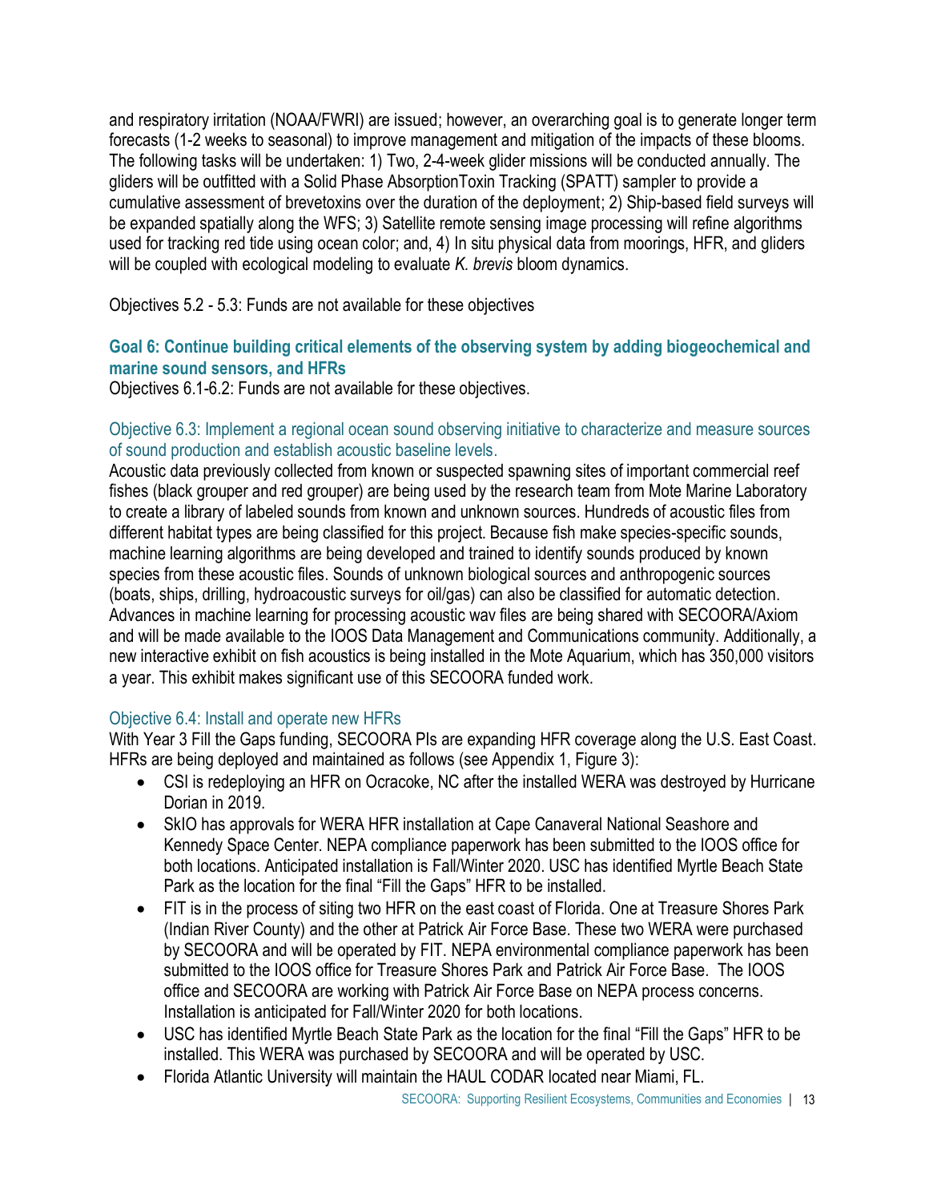and respiratory irritation (NOAA/FWRI) are issued; however, an overarching goal is to generate longer term forecasts (1-2 weeks to seasonal) to improve management and mitigation of the impacts of these blooms. The following tasks will be undertaken: 1) Two, 2-4-week glider missions will be conducted annually. The gliders will be outfitted with a Solid Phase AbsorptionToxin Tracking (SPATT) sampler to provide a cumulative assessment of brevetoxins over the duration of the deployment; 2) Ship-based field surveys will be expanded spatially along the WFS; 3) Satellite remote sensing image processing will refine algorithms used for tracking red tide using ocean color; and, 4) In situ physical data from moorings, HFR, and gliders will be coupled with ecological modeling to evaluate *K. brevis* bloom dynamics.

Objectives 5.2 - 5.3: Funds are not available for these objectives

## Goal 6: Continue building critical elements of the observing system by adding biogeochemical and marine sound sensors, and HFRs

Objectives 6.1-6.2: Funds are not available for these objectives.

### Objective 6.3: Implement a regional ocean sound observing initiative to characterize and measure sources of sound production and establish acoustic baseline levels.

Acoustic data previously collected from known or suspected spawning sites of important commercial reef fishes (black grouper and red grouper) are being used by the research team from Mote Marine Laboratory to create a library of labeled sounds from known and unknown sources. Hundreds of acoustic files from different habitat types are being classified for this project. Because fish make species-specific sounds, machine learning algorithms are being developed and trained to identify sounds produced by known species from these acoustic files. Sounds of unknown biological sources and anthropogenic sources (boats, ships, drilling, hydroacoustic surveys for oil/gas) can also be classified for automatic detection. Advances in machine learning for processing acoustic wav files are being shared with SECOORA/Axiom and will be made available to the IOOS Data Management and Communications community. Additionally, a new interactive exhibit on fish acoustics is being installed in the Mote Aquarium, which has 350,000 visitors a year. This exhibit makes significant use of this SECOORA funded work.

### Objective 6.4: Install and operate new HFRs

With Year 3 Fill the Gaps funding, SECOORA PIs are expanding HFR coverage along the U.S. East Coast. HFRs are being deployed and maintained as follows (see Appendix 1, Figure 3):

- CSI is redeploying an HFR on Ocracoke, NC after the installed WERA was destroyed by Hurricane Dorian in 2019.
- SkIO has approvals for WERA HFR installation at Cape Canaveral National Seashore and Kennedy Space Center. NEPA compliance paperwork has been submitted to the IOOS office for both locations. Anticipated installation is Fall/Winter 2020. USC has identified Myrtle Beach State Park as the location for the final "Fill the Gaps" HFR to be installed.
- FIT is in the process of siting two HFR on the east coast of Florida. One at Treasure Shores Park (Indian River County) and the other at Patrick Air Force Base. These two WERA were purchased by SECOORA and will be operated by FIT. NEPA environmental compliance paperwork has been submitted to the IOOS office for Treasure Shores Park and Patrick Air Force Base. The IOOS office and SECOORA are working with Patrick Air Force Base on NEPA process concerns. Installation is anticipated for Fall/Winter 2020 for both locations.
- USC has identified Myrtle Beach State Park as the location for the final "Fill the Gaps" HFR to be installed. This WERA was purchased by SECOORA and will be operated by USC.
- Florida Atlantic University will maintain the HAUL CODAR located near Miami, FL.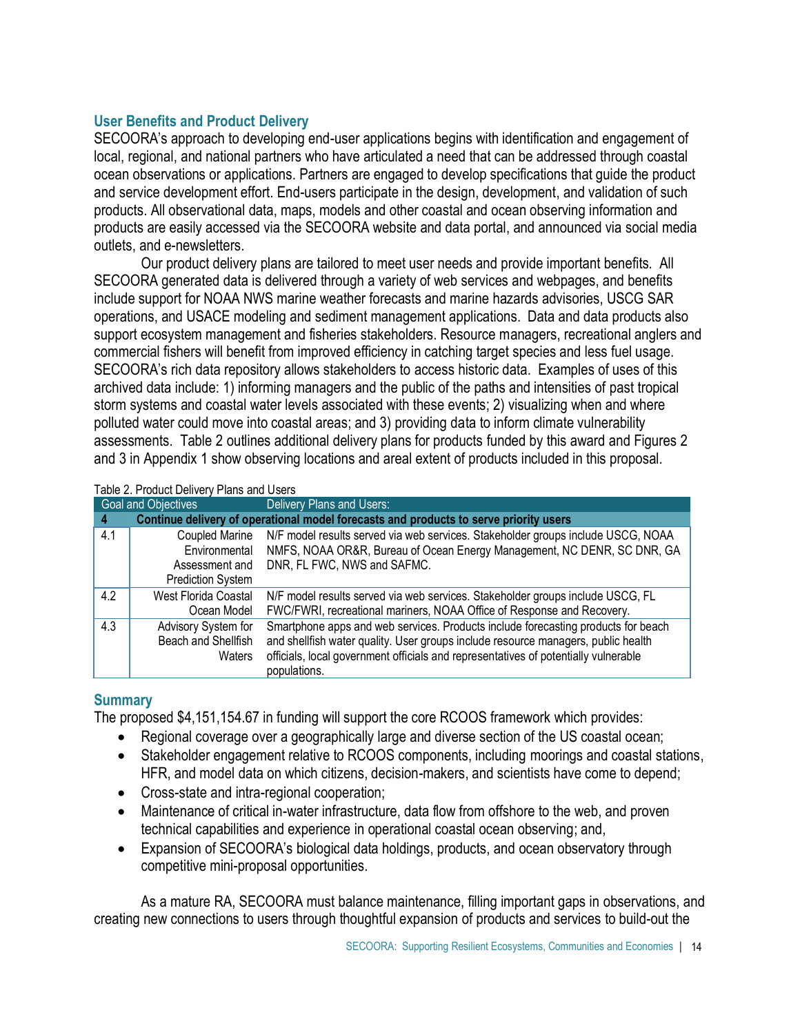## User Benefits and Product Delivery

SECOORA's approach to developing end-user applications begins with identification and engagement of local, regional, and national partners who have articulated a need that can be addressed through coastal ocean observations or applications. Partners are engaged to develop specifications that guide the product and service development effort. End-users participate in the design, development, and validation of such products. All observational data, maps, models and other coastal and ocean observing information and products are easily accessed via the SECOORA website and data portal, and announced via social media outlets, and e-newsletters.

Our product delivery plans are tailored to meet user needs and provide important benefits. All SECOORA generated data is delivered through a variety of web services and webpages, and benefits include support for NOAA NWS marine weather forecasts and marine hazards advisories, USCG SAR operations, and USACE modeling and sediment management applications. Data and data products also support ecosystem management and fisheries stakeholders. Resource managers, recreational anglers and commercial fishers will benefit from improved efficiency in catching target species and less fuel usage. SECOORA's rich data repository allows stakeholders to access historic data. Examples of uses of this archived data include: 1) informing managers and the public of the paths and intensities of past tropical storm systems and coastal water levels associated with these events; 2) visualizing when and where polluted water could move into coastal areas; and 3) providing data to inform climate vulnerability assessments. Table 2 outlines additional delivery plans for products funded by this award and Figures 2 and 3 in Appendix 1 show observing locations and areal extent of products included in this proposal.

Table 2. Product Delivery Plans and Users

| Goal and Objectives | | Delivery Plans and Users: |
|---|---|---|
| **4** | **Continue delivery of operational model forecasts and products to serve priority users** | |
| 4.1 | Coupled Marine Environmental Assessment and Prediction System | N/F model results served via web services. Stakeholder groups include USCG, NOAA NMFS, NOAA OR&R, Bureau of Ocean Energy Management, NC DENR, SC DNR, GA DNR, FL FWC, NWS and SAFMC. |
| 4.2 | West Florida Coastal Ocean Model | N/F model results served via web services. Stakeholder groups include USCG, FL FWC/FWRI, recreational mariners, NOAA Office of Response and Recovery. |
| 4.3 | Advisory System for Beach and Shellfish Waters | Smartphone apps and web services. Products include forecasting products for beach and shellfish water quality. User groups include resource managers, public health officials, local government officials and representatives of potentially vulnerable populations. |

## Summary

The proposed $4,151,154.67 in funding will support the core RCOOS framework which provides:

- Regional coverage over a geographically large and diverse section of the US coastal ocean;
- Stakeholder engagement relative to RCOOS components, including moorings and coastal stations, HFR, and model data on which citizens, decision-makers, and scientists have come to depend;
- Cross-state and intra-regional cooperation;
- Maintenance of critical in-water infrastructure, data flow from offshore to the web, and proven technical capabilities and experience in operational coastal ocean observing; and,
- Expansion of SECOORA's biological data holdings, products, and ocean observatory through competitive mini-proposal opportunities.

As a mature RA, SECOORA must balance maintenance, filling important gaps in observations, and creating new connections to users through thoughtful expansion of products and services to build-out the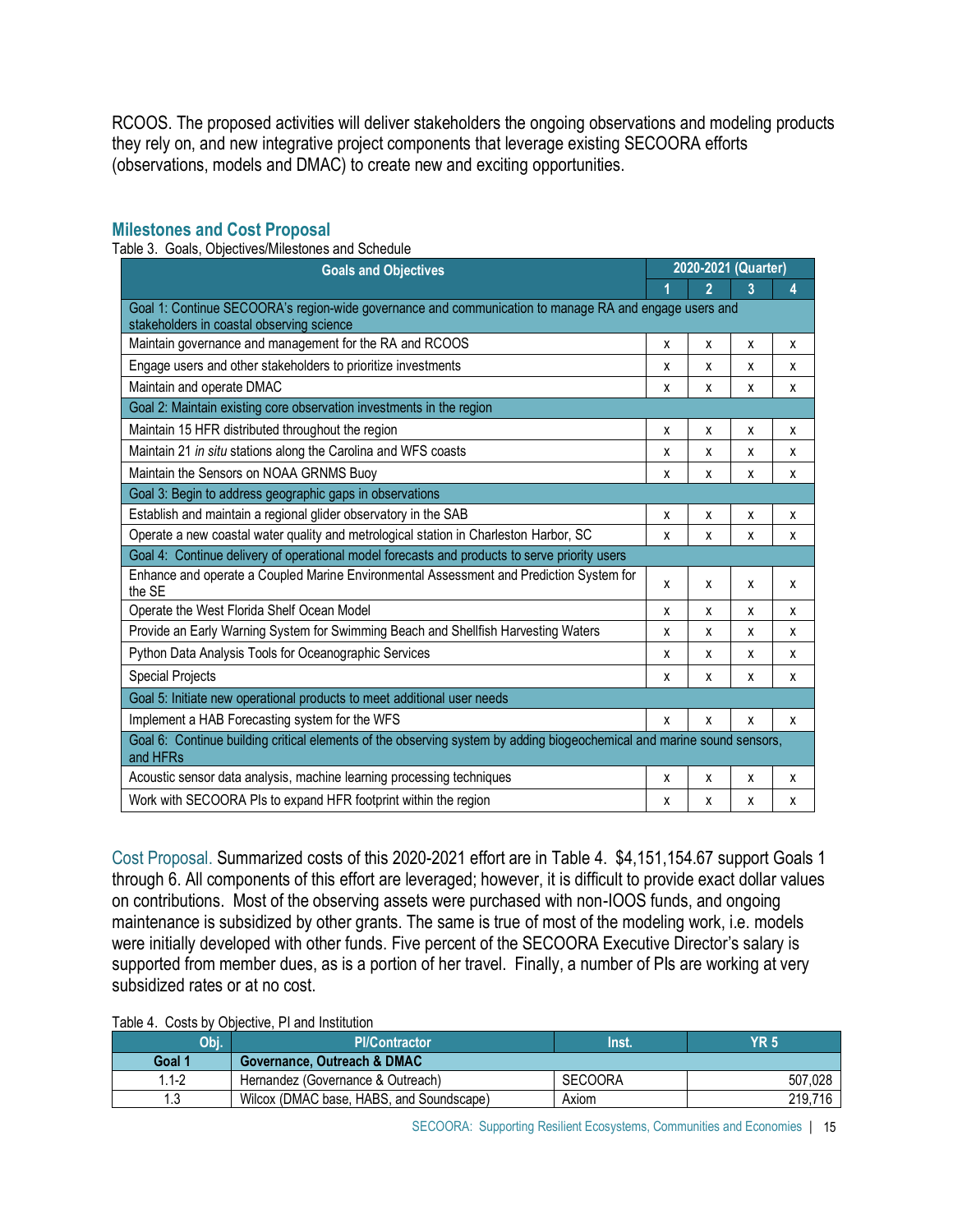RCOOS. The proposed activities will deliver stakeholders the ongoing observations and modeling products they rely on, and new integrative project components that leverage existing SECOORA efforts (observations, models and DMAC) to create new and exciting opportunities.

## Milestones and Cost Proposal

Table 3. Goals, Objectives/Milestones and Schedule

| Goals and Objectives | 2020-2021 (Quarter) | | | |
|---|---|---|---|---|
| | 1 | 2 | 3 | 4 |
| Goal 1: Continue SECOORA's region-wide governance and communication to manage RA and engage users and stakeholders in coastal observing science | | | | |
| Maintain governance and management for the RA and RCOOS | x | x | x | x |
| Engage users and other stakeholders to prioritize investments | x | x | x | x |
| Maintain and operate DMAC | x | x | x | x |
| Goal 2: Maintain existing core observation investments in the region | | | | |
| Maintain 15 HFR distributed throughout the region | x | x | x | x |
| Maintain 21 *in situ* stations along the Carolina and WFS coasts | x | x | x | x |
| Maintain the Sensors on NOAA GRNMS Buoy | x | x | x | x |
| Goal 3: Begin to address geographic gaps in observations | | | | |
| Establish and maintain a regional glider observatory in the SAB | x | x | x | x |
| Operate a new coastal water quality and metrological station in Charleston Harbor, SC | x | x | x | x |
| Goal 4: Continue delivery of operational model forecasts and products to serve priority users | | | | |
| Enhance and operate a Coupled Marine Environmental Assessment and Prediction System for the SE | x | x | x | x |
| Operate the West Florida Shelf Ocean Model | x | x | x | x |
| Provide an Early Warning System for Swimming Beach and Shellfish Harvesting Waters | x | x | x | x |
| Python Data Analysis Tools for Oceanographic Services | x | x | x | x |
| Special Projects | x | x | x | x |
| Goal 5: Initiate new operational products to meet additional user needs | | | | |
| Implement a HAB Forecasting system for the WFS | x | x | x | x |
| Goal 6: Continue building critical elements of the observing system by adding biogeochemical and marine sound sensors, and HFRs | | | | |
| Acoustic sensor data analysis, machine learning processing techniques | x | x | x | x |
| Work with SECOORA PIs to expand HFR footprint within the region | x | x | x | x |

Cost Proposal. Summarized costs of this 2020-2021 effort are in Table 4. $4,151,154.67 support Goals 1 through 6. All components of this effort are leveraged; however, it is difficult to provide exact dollar values on contributions. Most of the observing assets were purchased with non-IOOS funds, and ongoing maintenance is subsidized by other grants. The same is true of most of the modeling work, i.e. models were initially developed with other funds. Five percent of the SECOORA Executive Director's salary is supported from member dues, as is a portion of her travel. Finally, a number of PIs are working at very subsidized rates or at no cost.

Table 4. Costs by Objective, PI and Institution

| Obj. | PI/Contractor | Inst. | YR 5 |
|---|---|---|---|
| **Goal 1** | **Governance, Outreach & DMAC** | | |
| 1.1-2 | Hernandez (Governance & Outreach) | SECOORA | 507,028 |
| 1.3 | Wilcox (DMAC base, HABS, and Soundscape) | Axiom | 219,716 |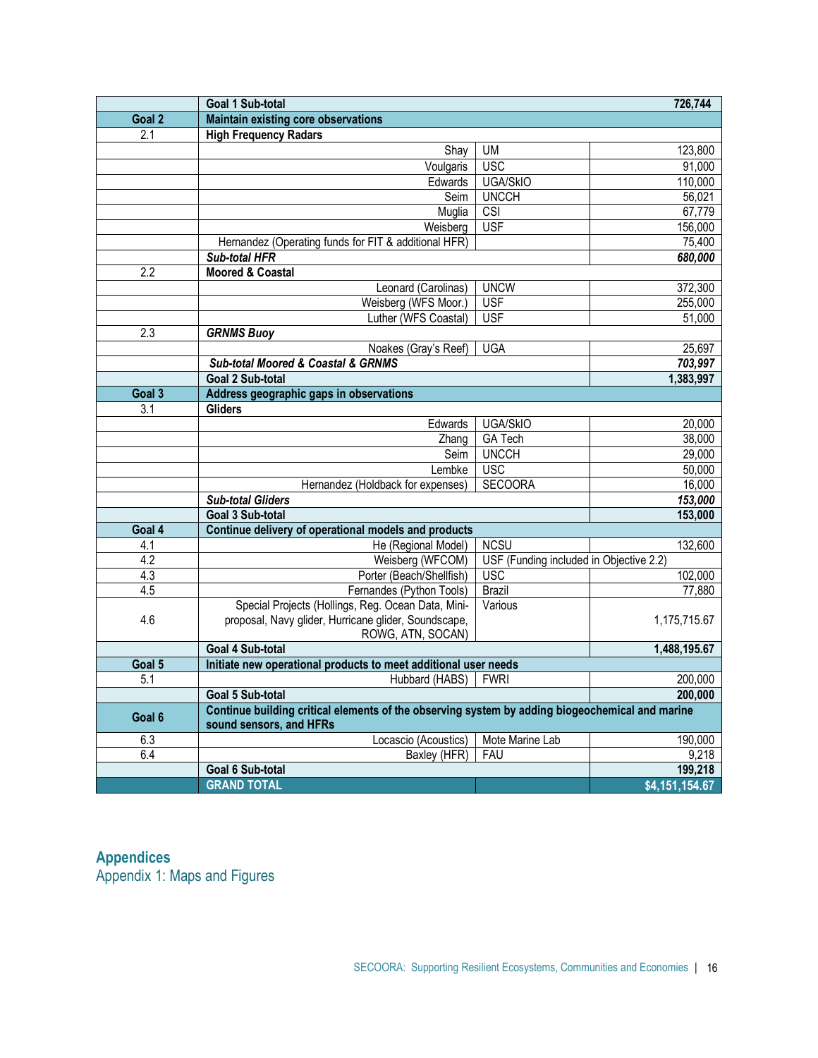| | | | |
|---|---|---|---|
| | **Goal 1 Sub-total** | | **726,744** |
| **Goal 2** | **Maintain existing core observations** | | |
| 2.1 | **High Frequency Radars** | | |
| | Shay | UM | 123,800 |
| | Voulgaris | USC | 91,000 |
| | Edwards | UGA/SkIO | 110,000 |
| | Seim | UNCCH | 56,021 |
| | Muglia | CSI | 67,779 |
| | Weisberg | USF | 156,000 |
| | Hernandez (Operating funds for FIT & additional HFR) | | 75,400 |
| | ***Sub-total HFR*** | | ***680,000*** |
| 2.2 | **Moored & Coastal** | | |
| | Leonard (Carolinas) | UNCW | 372,300 |
| | Weisberg (WFS Moor.) | USF | 255,000 |
| | Luther (WFS Coastal) | USF | 51,000 |
| 2.3 | ***GRNMS Buoy*** | | |
| | Noakes (Gray's Reef) | UGA | 25,697 |
| | ***Sub-total Moored & Coastal & GRNMS*** | | ***703,997*** |
| | **Goal 2 Sub-total** | | **1,383,997** |
| **Goal 3** | **Address geographic gaps in observations** | | |
| 3.1 | **Gliders** | | |
| | Edwards | UGA/SkIO | 20,000 |
| | Zhang | GA Tech | 38,000 |
| | Seim | UNCCH | 29,000 |
| | Lembke | USC | 50,000 |
| | Hernandez (Holdback for expenses) | SECOORA | 16,000 |
| | ***Sub-total Gliders*** | | ***153,000*** |
| | **Goal 3 Sub-total** | | **153,000** |
| **Goal 4** | **Continue delivery of operational models and products** | | |
| 4.1 | He (Regional Model) | NCSU | 132,600 |
| 4.2 | Weisberg (WFCOM) | USF (Funding included in Objective 2.2) | |
| 4.3 | Porter (Beach/Shellfish) | USC | 102,000 |
| 4.5 | Fernandes (Python Tools) | Brazil | 77,880 |
| 4.6 | Special Projects (Hollings, Reg. Ocean Data, Mini-proposal, Navy glider, Hurricane glider, Soundscape, ROWG, ATN, SOCAN) | Various | 1,175,715.67 |
| | **Goal 4 Sub-total** | | **1,488,195.67** |
| **Goal 5** | **Initiate new operational products to meet additional user needs** | | |
| 5.1 | Hubbard (HABS) | FWRI | 200,000 |
| | **Goal 5 Sub-total** | | **200,000** |
| **Goal 6** | **Continue building critical elements of the observing system by adding biogeochemical and marine sound sensors, and HFRs** | | |
| 6.3 | Locascio (Acoustics) | Mote Marine Lab | 190,000 |
| 6.4 | Baxley (HFR) | FAU | 9,218 |
| | **Goal 6 Sub-total** | | **199,218** |
| | **GRAND TOTAL** | | **$4,151,154.67** |

## Appendices

### Appendix 1: Maps and Figures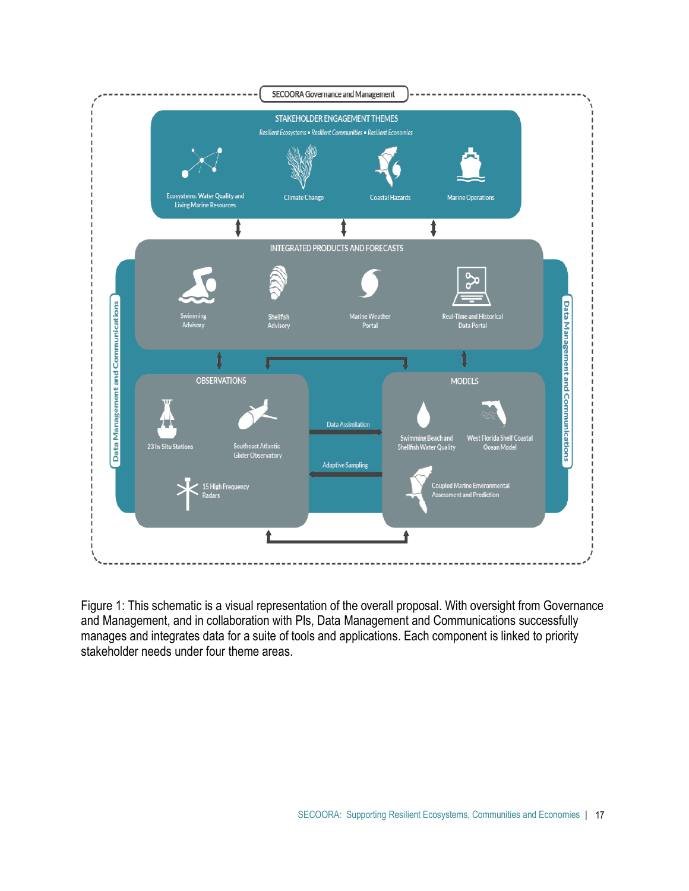SECOORA Governance and Management

**STAKEHOLDER ENGAGEMENT THEMES**

*Resilient Ecosystems • Resilient Communities • Resilient Economies*

- Ecosystems: Water Quality and Living Marine Resources
- Climate Change
- Coastal Hazards
- Marine Operations

**INTEGRATED PRODUCTS AND FORECASTS**

- Swimming Advisory
- Shellfish Advisory
- Marine Weather Portal
- Real-Time and Historical Data Portal

**OBSERVATIONS**

- 23 In-Situ Stations
- Southeast Atlantic Glider Observatory
- 15 High Frequency Radars

Data Assimilation

Adaptive Sampling

**MODELS**

- Swimming Beach and Shellfish Water Quality
- West Florida Shelf Coastal Ocean Model
- Coupled Marine Environmental Assessment and Prediction

Data Management and Communications

Data Management and Communications

Figure 1: This schematic is a visual representation of the overall proposal. With oversight from Governance and Management, and in collaboration with PIs, Data Management and Communications successfully manages and integrates data for a suite of tools and applications. Each component is linked to priority stakeholder needs under four theme areas.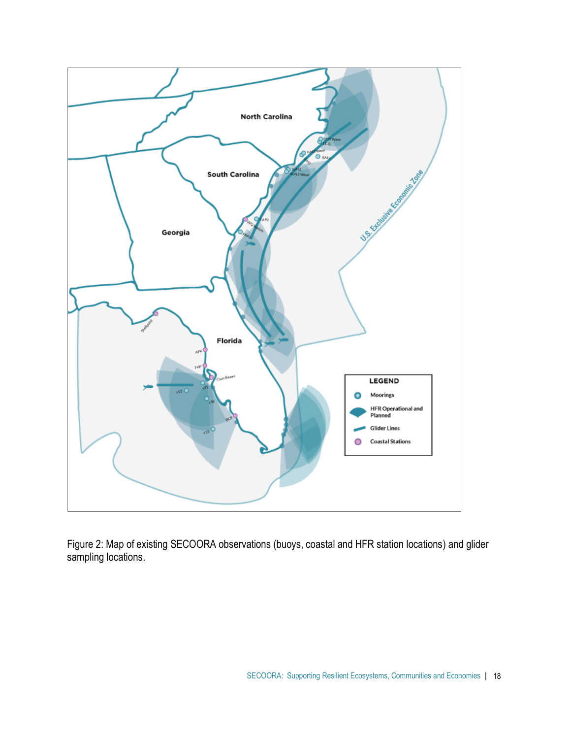Figure 2: Map of existing SECOORA observations (buoys, coastal and HFR station locations) and glider sampling locations.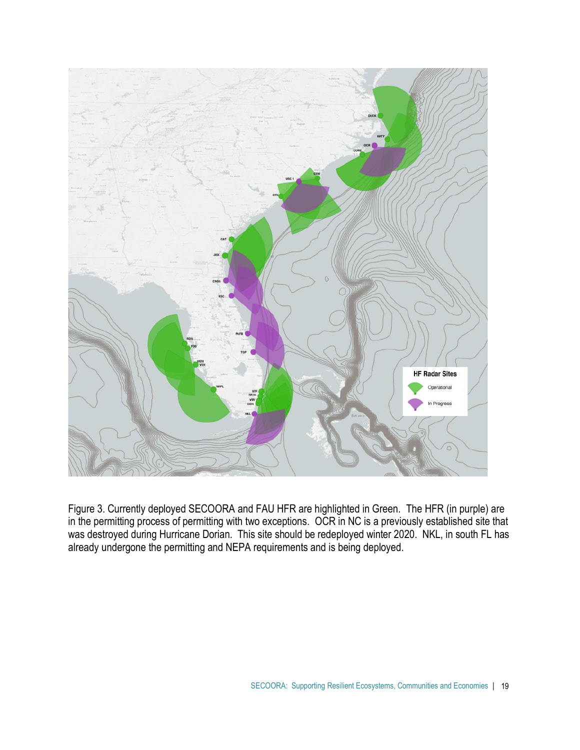Figure 3. Currently deployed SECOORA and FAU HFR are highlighted in Green. The HFR (in purple) are in the permitting process of permitting with two exceptions. OCR in NC is a previously established site that was destroyed during Hurricane Dorian. This site should be redeployed winter 2020. NKL, in south FL has already undergone the permitting and NEPA requirements and is being deployed.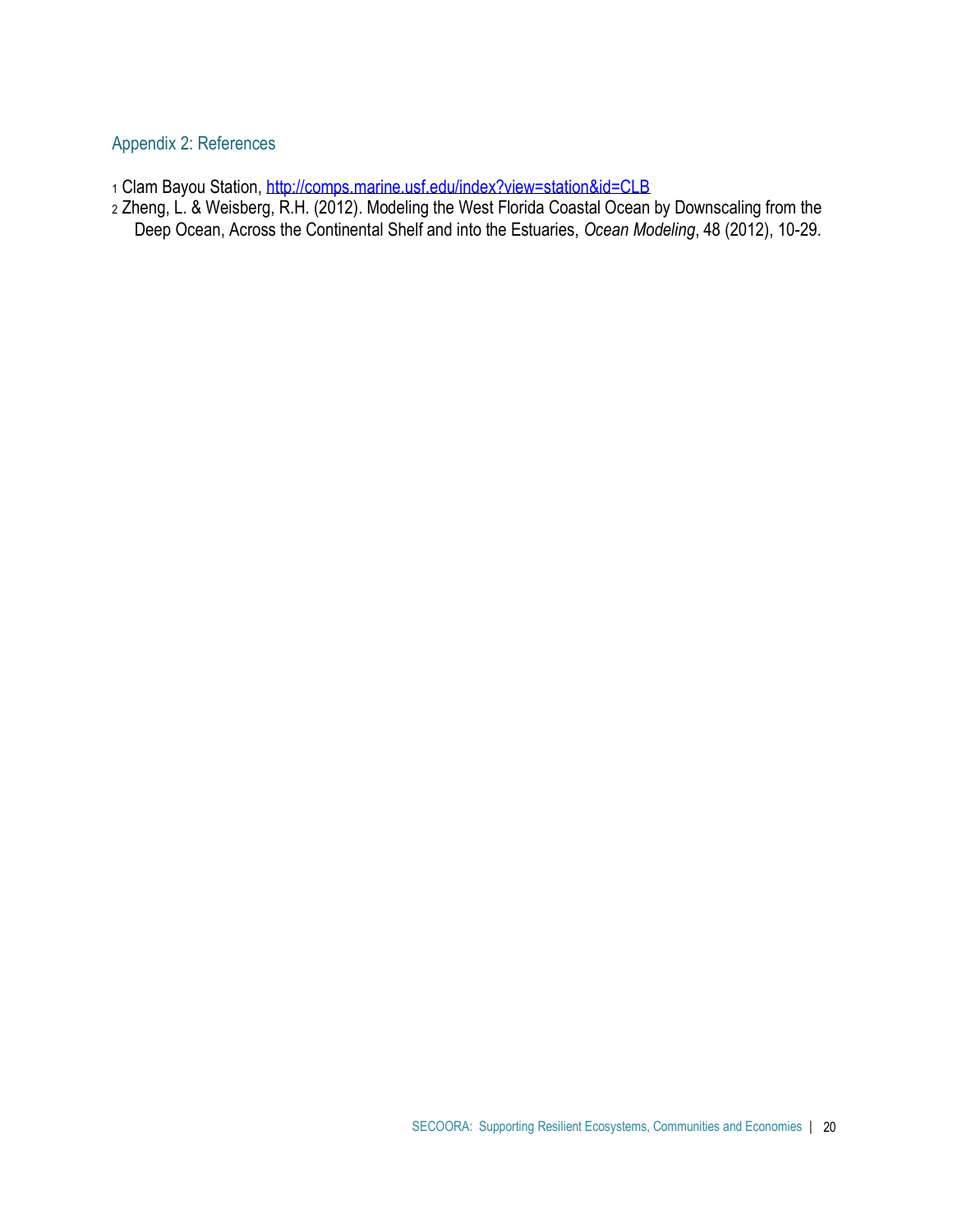## Appendix 2: References

1 Clam Bayou Station, [http://comps.marine.usf.edu/index?view=station&id=CLB](http://comps.marine.usf.edu/index?view=station&id=CLB)

2 Zheng, L. & Weisberg, R.H. (2012). Modeling the West Florida Coastal Ocean by Downscaling from the Deep Ocean, Across the Continental Shelf and into the Estuaries, *Ocean Modeling*, 48 (2012), 10-29.